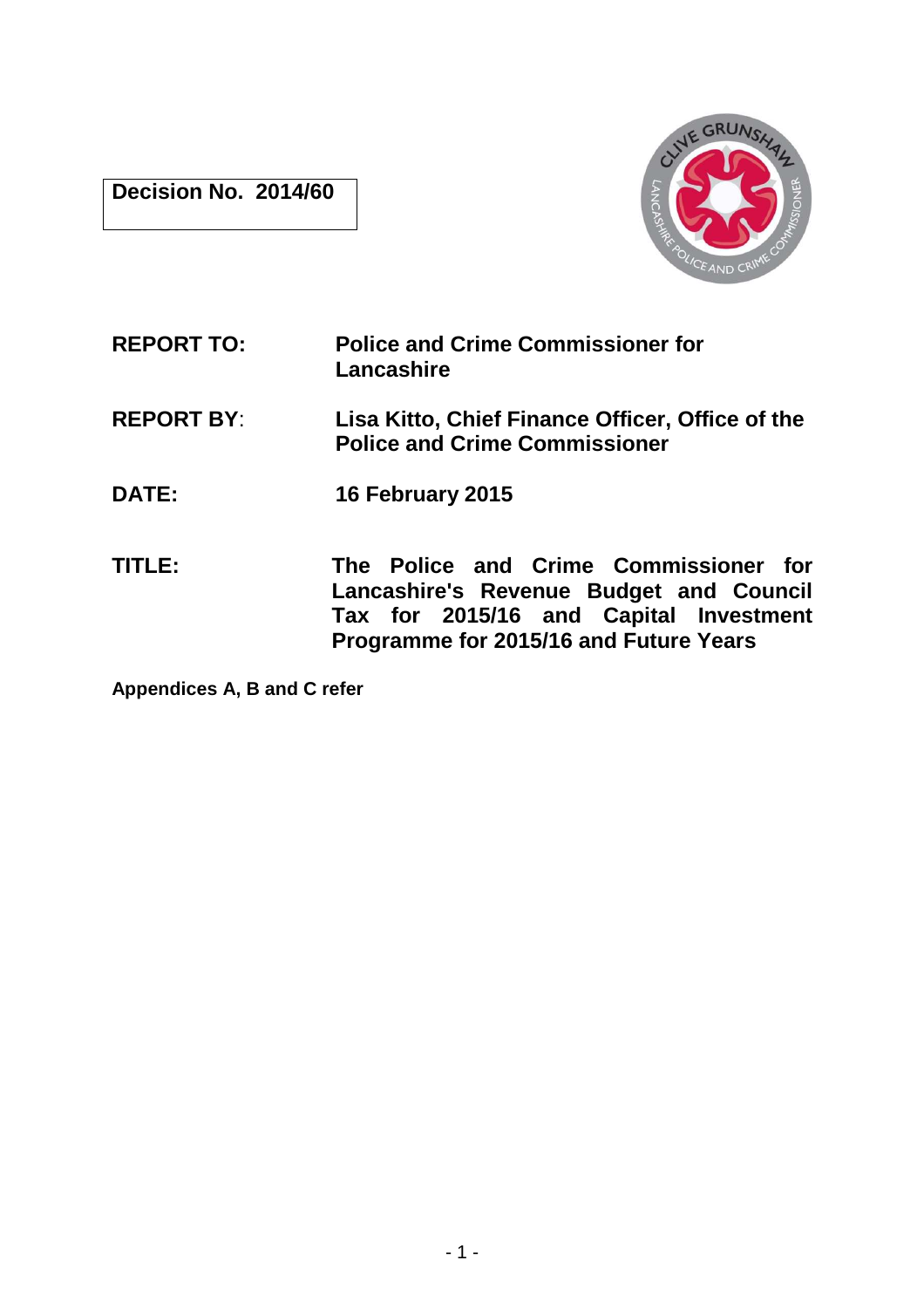**Decision No. 2014/60**

**REPORT TO:** Police and Crime Commissioner for Lancashire

**REPORT BY:** Lisa Kitto, Chief Finance Officer, Office of the Police and Crime Commissioner

**DATE:** 16 February 2015

**TITLE:** The Police and Crime Commissioner for Lancashire's Revenue Budget and Council Tax for 2015/16 and Capital Investment Programme for 2015/16 and Future Years

**Appendices A, B and C refer**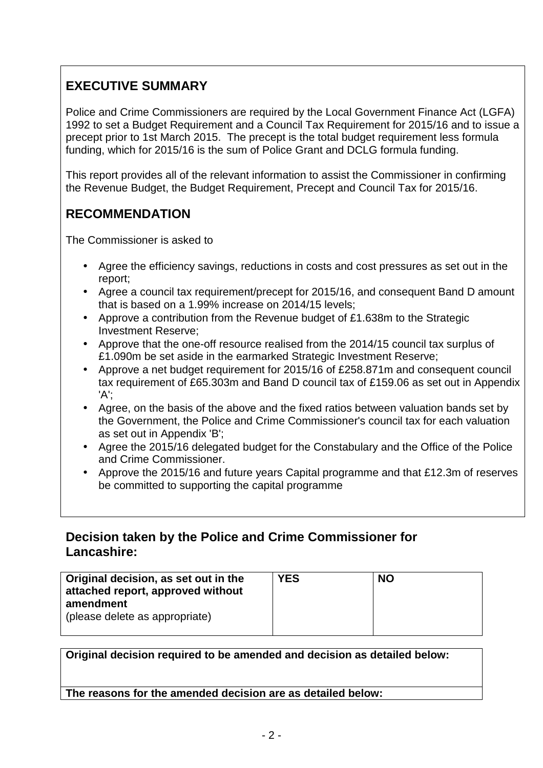## EXECUTIVE SUMMARY

Police and Crime Commissioners are required by the Local Government Finance Act (LGFA) 1992 to set a Budget Requirement and a Council Tax Requirement for 2015/16 and to issue a precept prior to 1st March 2015. The precept is the total budget requirement less formula funding, which for 2015/16 is the sum of Police Grant and DCLG formula funding.

This report provides all of the relevant information to assist the Commissioner in confirming the Revenue Budget, the Budget Requirement, Precept and Council Tax for 2015/16.

## RECOMMENDATION

The Commissioner is asked to

- Agree the efficiency savings, reductions in costs and cost pressures as set out in the report;
- Agree a council tax requirement/precept for 2015/16, and consequent Band D amount that is based on a 1.99% increase on 2014/15 levels;
- Approve a contribution from the Revenue budget of £1.638m to the Strategic Investment Reserve;
- Approve that the one-off resource realised from the 2014/15 council tax surplus of £1.090m be set aside in the earmarked Strategic Investment Reserve;
- Approve a net budget requirement for 2015/16 of £258.871m and consequent council tax requirement of £65.303m and Band D council tax of £159.06 as set out in Appendix 'A';
- Agree, on the basis of the above and the fixed ratios between valuation bands set by the Government, the Police and Crime Commissioner's council tax for each valuation as set out in Appendix 'B';
- Agree the 2015/16 delegated budget for the Constabulary and the Office of the Police and Crime Commissioner.
- Approve the 2015/16 and future years Capital programme and that £12.3m of reserves be committed to supporting the capital programme

### Decision taken by the Police and Crime Commissioner for Lancashire:

| **Original decision, as set out in the attached report, approved without amendment** (please delete as appropriate) | **YES** | **NO** |
|---|---|---|

| **Original decision required to be amended and decision as detailed below:** |
|---|
| **The reasons for the amended decision are as detailed below:** |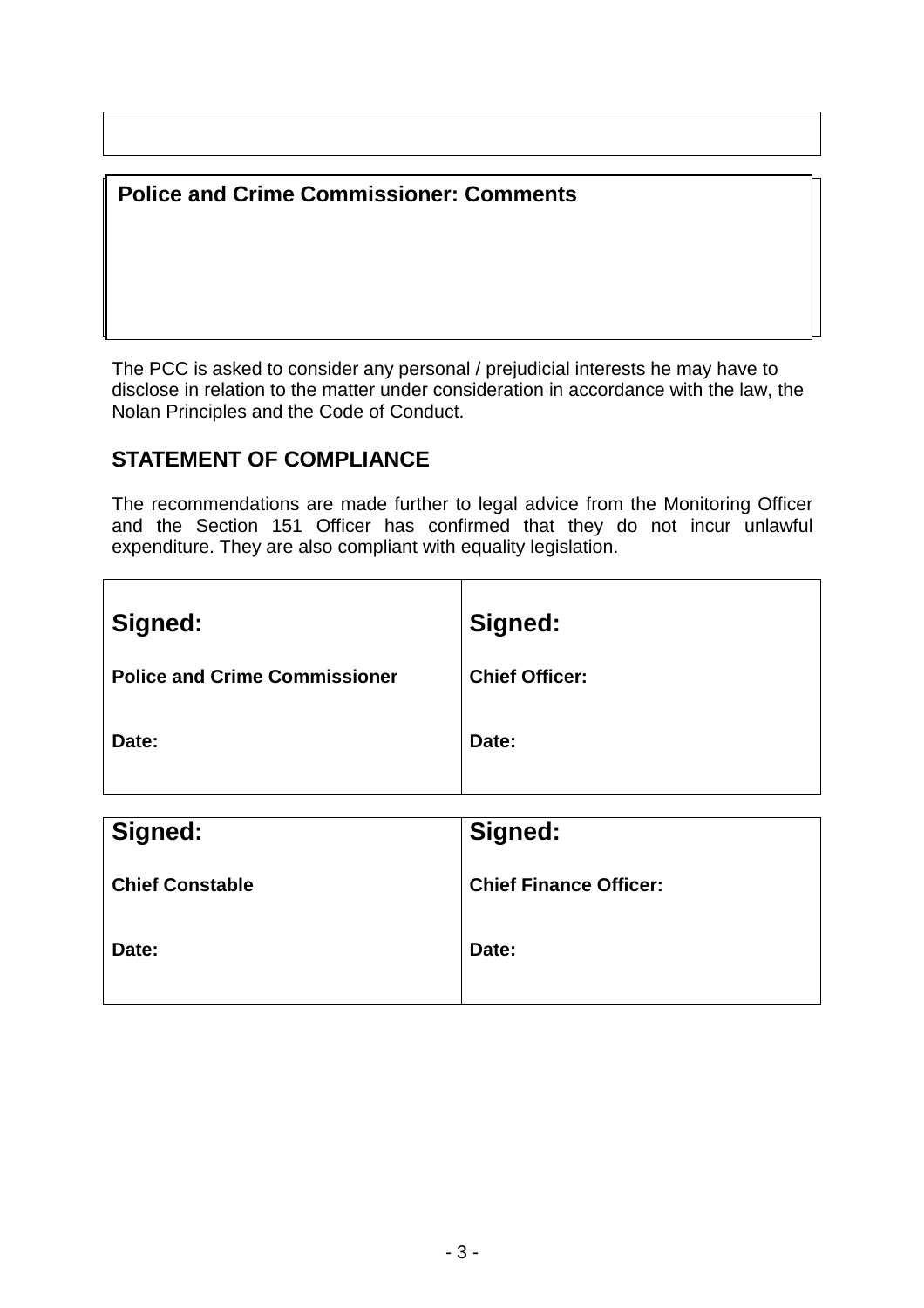**Police and Crime Commissioner: Comments**

The PCC is asked to consider any personal / prejudicial interests he may have to disclose in relation to the matter under consideration in accordance with the law, the Nolan Principles and the Code of Conduct.

## STATEMENT OF COMPLIANCE

The recommendations are made further to legal advice from the Monitoring Officer and the Section 151 Officer has confirmed that they do not incur unlawful expenditure. They are also compliant with equality legislation.

| **Signed:** | **Signed:** |
|---|---|
| **Police and Crime Commissioner** | **Chief Officer:** |
| **Date:** | **Date:** |

| **Signed:** | **Signed:** |
|---|---|
| **Chief Constable** | **Chief Finance Officer:** |
| **Date:** | **Date:** |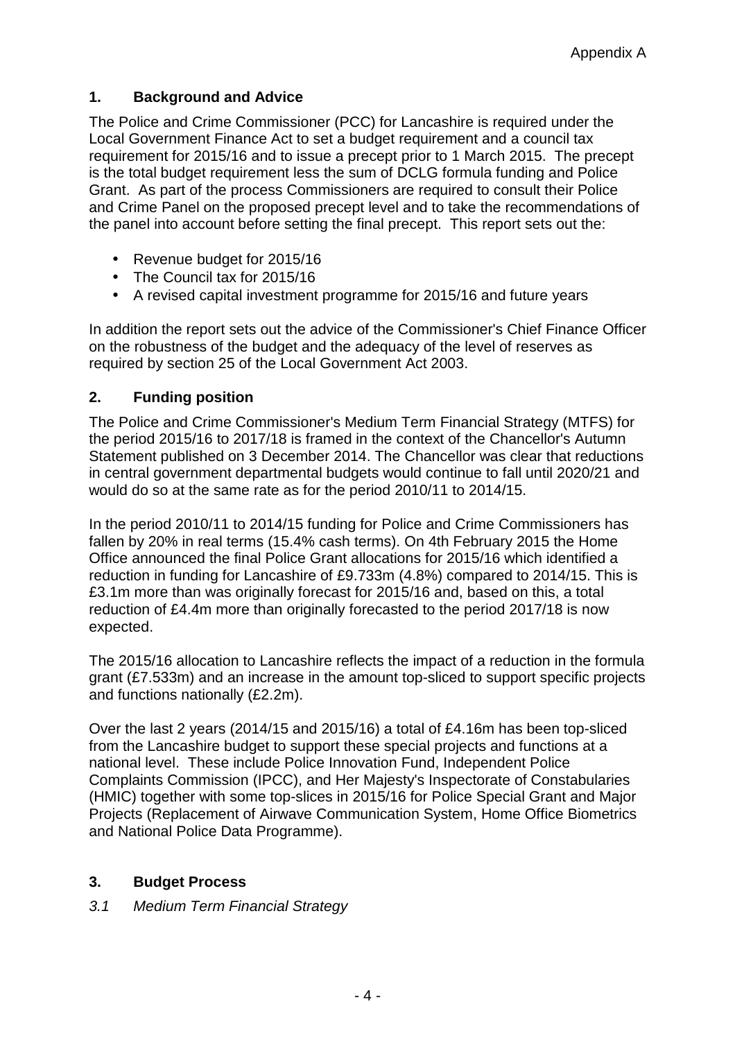Appendix A

## 1. Background and Advice

The Police and Crime Commissioner (PCC) for Lancashire is required under the Local Government Finance Act to set a budget requirement and a council tax requirement for 2015/16 and to issue a precept prior to 1 March 2015. The precept is the total budget requirement less the sum of DCLG formula funding and Police Grant. As part of the process Commissioners are required to consult their Police and Crime Panel on the proposed precept level and to take the recommendations of the panel into account before setting the final precept. This report sets out the:

- Revenue budget for 2015/16
- The Council tax for 2015/16
- A revised capital investment programme for 2015/16 and future years

In addition the report sets out the advice of the Commissioner's Chief Finance Officer on the robustness of the budget and the adequacy of the level of reserves as required by section 25 of the Local Government Act 2003.

## 2. Funding position

The Police and Crime Commissioner's Medium Term Financial Strategy (MTFS) for the period 2015/16 to 2017/18 is framed in the context of the Chancellor's Autumn Statement published on 3 December 2014. The Chancellor was clear that reductions in central government departmental budgets would continue to fall until 2020/21 and would do so at the same rate as for the period 2010/11 to 2014/15.

In the period 2010/11 to 2014/15 funding for Police and Crime Commissioners has fallen by 20% in real terms (15.4% cash terms). On 4th February 2015 the Home Office announced the final Police Grant allocations for 2015/16 which identified a reduction in funding for Lancashire of £9.733m (4.8%) compared to 2014/15. This is £3.1m more than was originally forecast for 2015/16 and, based on this, a total reduction of £4.4m more than originally forecasted to the period 2017/18 is now expected.

The 2015/16 allocation to Lancashire reflects the impact of a reduction in the formula grant (£7.533m) and an increase in the amount top-sliced to support specific projects and functions nationally (£2.2m).

Over the last 2 years (2014/15 and 2015/16) a total of £4.16m has been top-sliced from the Lancashire budget to support these special projects and functions at a national level. These include Police Innovation Fund, Independent Police Complaints Commission (IPCC), and Her Majesty's Inspectorate of Constabularies (HMIC) together with some top-slices in 2015/16 for Police Special Grant and Major Projects (Replacement of Airwave Communication System, Home Office Biometrics and National Police Data Programme).

## 3. Budget Process

*3.1 Medium Term Financial Strategy*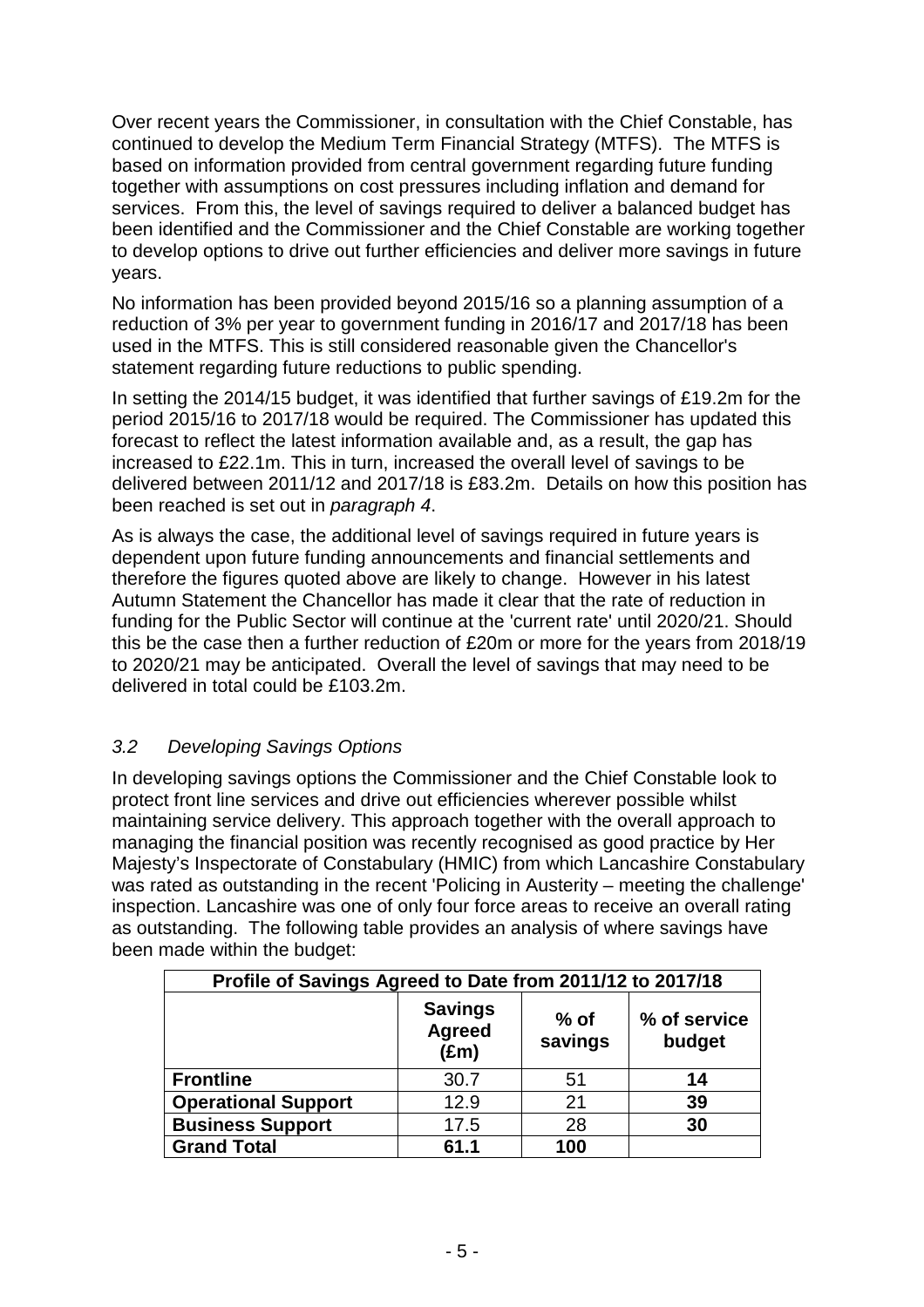Over recent years the Commissioner, in consultation with the Chief Constable, has continued to develop the Medium Term Financial Strategy (MTFS). The MTFS is based on information provided from central government regarding future funding together with assumptions on cost pressures including inflation and demand for services. From this, the level of savings required to deliver a balanced budget has been identified and the Commissioner and the Chief Constable are working together to develop options to drive out further efficiencies and deliver more savings in future years.

No information has been provided beyond 2015/16 so a planning assumption of a reduction of 3% per year to government funding in 2016/17 and 2017/18 has been used in the MTFS. This is still considered reasonable given the Chancellor's statement regarding future reductions to public spending.

In setting the 2014/15 budget, it was identified that further savings of £19.2m for the period 2015/16 to 2017/18 would be required. The Commissioner has updated this forecast to reflect the latest information available and, as a result, the gap has increased to £22.1m. This in turn, increased the overall level of savings to be delivered between 2011/12 and 2017/18 is £83.2m. Details on how this position has been reached is set out in *paragraph 4*.

As is always the case, the additional level of savings required in future years is dependent upon future funding announcements and financial settlements and therefore the figures quoted above are likely to change. However in his latest Autumn Statement the Chancellor has made it clear that the rate of reduction in funding for the Public Sector will continue at the 'current rate' until 2020/21. Should this be the case then a further reduction of £20m or more for the years from 2018/19 to 2020/21 may be anticipated. Overall the level of savings that may need to be delivered in total could be £103.2m.

### *3.2 Developing Savings Options*

In developing savings options the Commissioner and the Chief Constable look to protect front line services and drive out efficiencies wherever possible whilst maintaining service delivery. This approach together with the overall approach to managing the financial position was recently recognised as good practice by Her Majesty's Inspectorate of Constabulary (HMIC) from which Lancashire Constabulary was rated as outstanding in the recent 'Policing in Austerity – meeting the challenge' inspection. Lancashire was one of only four force areas to receive an overall rating as outstanding. The following table provides an analysis of where savings have been made within the budget:

| Profile of Savings Agreed to Date from 2011/12 to 2017/18 | | | |
|---|---|---|---|
| | **Savings Agreed (£m)** | **% of savings** | **% of service budget** |
| **Frontline** | 30.7 | 51 | **14** |
| **Operational Support** | 12.9 | 21 | **39** |
| **Business Support** | 17.5 | 28 | **30** |
| **Grand Total** | **61.1** | **100** | |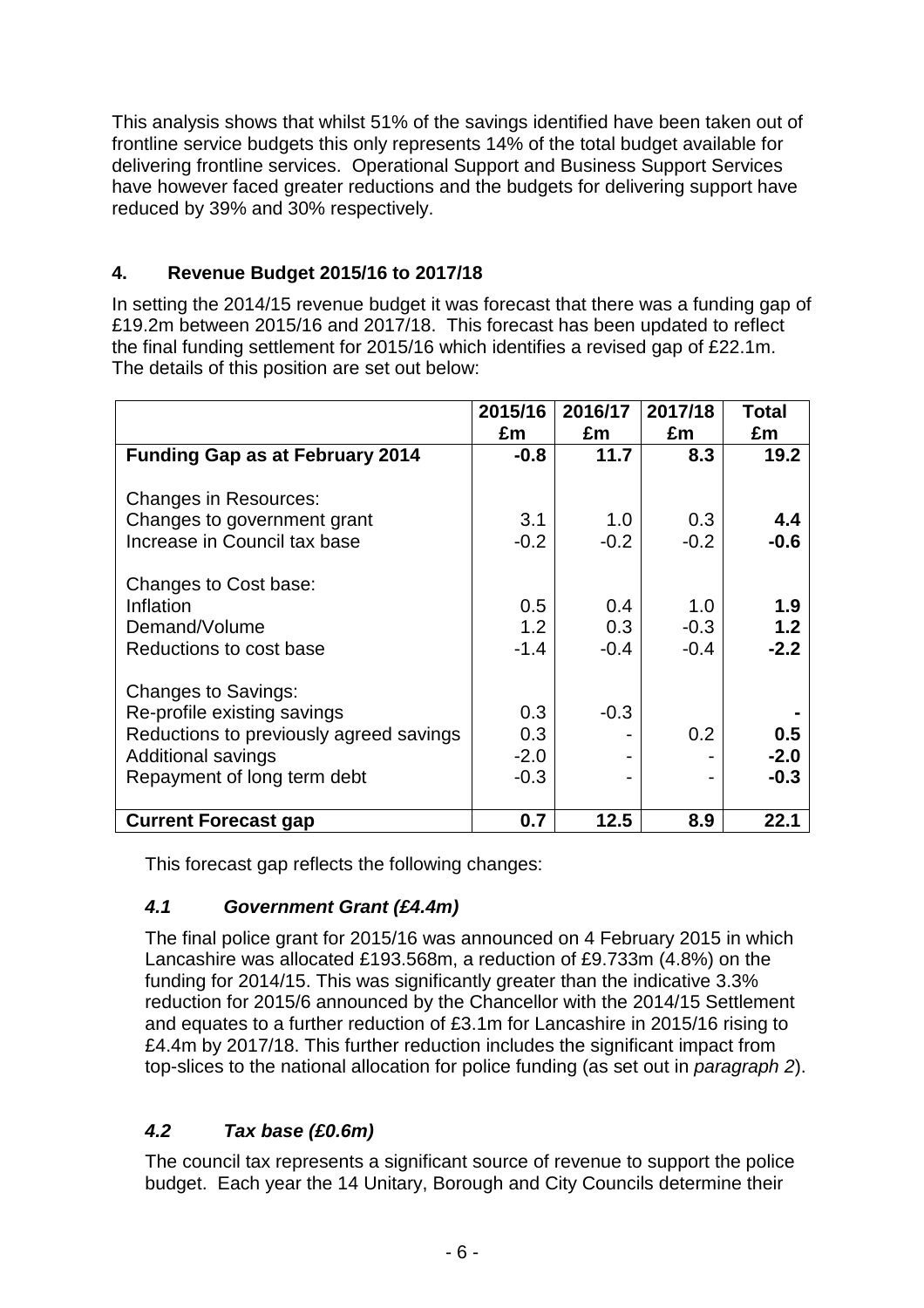This analysis shows that whilst 51% of the savings identified have been taken out of frontline service budgets this only represents 14% of the total budget available for delivering frontline services. Operational Support and Business Support Services have however faced greater reductions and the budgets for delivering support have reduced by 39% and 30% respectively.

## 4. Revenue Budget 2015/16 to 2017/18

In setting the 2014/15 revenue budget it was forecast that there was a funding gap of £19.2m between 2015/16 and 2017/18. This forecast has been updated to reflect the final funding settlement for 2015/16 which identifies a revised gap of £22.1m. The details of this position are set out below:

| | 2015/16 £m | 2016/17 £m | 2017/18 £m | Total £m |
|---|---|---|---|---|
| **Funding Gap as at February 2014** | **-0.8** | **11.7** | **8.3** | **19.2** |
| Changes in Resources: | | | | |
| Changes to government grant | 3.1 | 1.0 | 0.3 | **4.4** |
| Increase in Council tax base | -0.2 | -0.2 | -0.2 | **-0.6** |
| Changes to Cost base: | | | | |
| Inflation | 0.5 | 0.4 | 1.0 | **1.9** |
| Demand/Volume | 1.2 | 0.3 | -0.3 | **1.2** |
| Reductions to cost base | -1.4 | -0.4 | -0.4 | **-2.2** |
| Changes to Savings: | | | | |
| Re-profile existing savings | 0.3 | -0.3 | | **-** |
| Reductions to previously agreed savings | 0.3 | - | 0.2 | **0.5** |
| Additional savings | -2.0 | - | - | **-2.0** |
| Repayment of long term debt | -0.3 | - | - | **-0.3** |
| **Current Forecast gap** | **0.7** | **12.5** | **8.9** | **22.1** |

This forecast gap reflects the following changes:

### *4.1 Government Grant (£4.4m)*

The final police grant for 2015/16 was announced on 4 February 2015 in which Lancashire was allocated £193.568m, a reduction of £9.733m (4.8%) on the funding for 2014/15. This was significantly greater than the indicative 3.3% reduction for 2015/6 announced by the Chancellor with the 2014/15 Settlement and equates to a further reduction of £3.1m for Lancashire in 2015/16 rising to £4.4m by 2017/18. This further reduction includes the significant impact from top-slices to the national allocation for police funding (as set out in *paragraph 2*).

### *4.2 Tax base (£0.6m)*

The council tax represents a significant source of revenue to support the police budget. Each year the 14 Unitary, Borough and City Councils determine their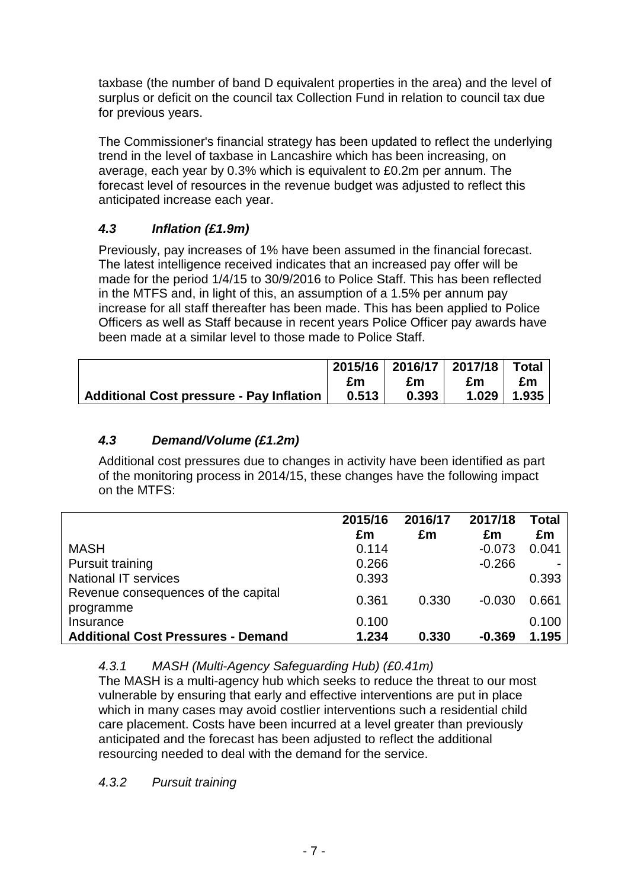taxbase (the number of band D equivalent properties in the area) and the level of surplus or deficit on the council tax Collection Fund in relation to council tax due for previous years.

The Commissioner's financial strategy has been updated to reflect the underlying trend in the level of taxbase in Lancashire which has been increasing, on average, each year by 0.3% which is equivalent to £0.2m per annum. The forecast level of resources in the revenue budget was adjusted to reflect this anticipated increase each year.

### *4.3 Inflation (£1.9m)*

Previously, pay increases of 1% have been assumed in the financial forecast. The latest intelligence received indicates that an increased pay offer will be made for the period 1/4/15 to 30/9/2016 to Police Staff. This has been reflected in the MTFS and, in light of this, an assumption of a 1.5% per annum pay increase for all staff thereafter has been made. This has been applied to Police Officers as well as Staff because in recent years Police Officer pay awards have been made at a similar level to those made to Police Staff.

| | 2015/16 £m | 2016/17 £m | 2017/18 £m | Total £m |
|---|---|---|---|---|
| **Additional Cost pressure - Pay Inflation** | **0.513** | **0.393** | **1.029** | **1.935** |

### *4.3 Demand/Volume (£1.2m)*

Additional cost pressures due to changes in activity have been identified as part of the monitoring process in 2014/15, these changes have the following impact on the MTFS:

| | 2015/16 £m | 2016/17 £m | 2017/18 £m | Total £m |
|---|---|---|---|---|
| MASH | 0.114 | | -0.073 | 0.041 |
| Pursuit training | 0.266 | | -0.266 | - |
| National IT services | 0.393 | | | 0.393 |
| Revenue consequences of the capital programme | 0.361 | 0.330 | -0.030 | 0.661 |
| Insurance | 0.100 | | | 0.100 |
| **Additional Cost Pressures - Demand** | **1.234** | **0.330** | **-0.369** | **1.195** |

*4.3.1 MASH (Multi-Agency Safeguarding Hub) (£0.41m)*

The MASH is a multi-agency hub which seeks to reduce the threat to our most vulnerable by ensuring that early and effective interventions are put in place which in many cases may avoid costlier interventions such a residential child care placement. Costs have been incurred at a level greater than previously anticipated and the forecast has been adjusted to reflect the additional resourcing needed to deal with the demand for the service.

*4.3.2 Pursuit training*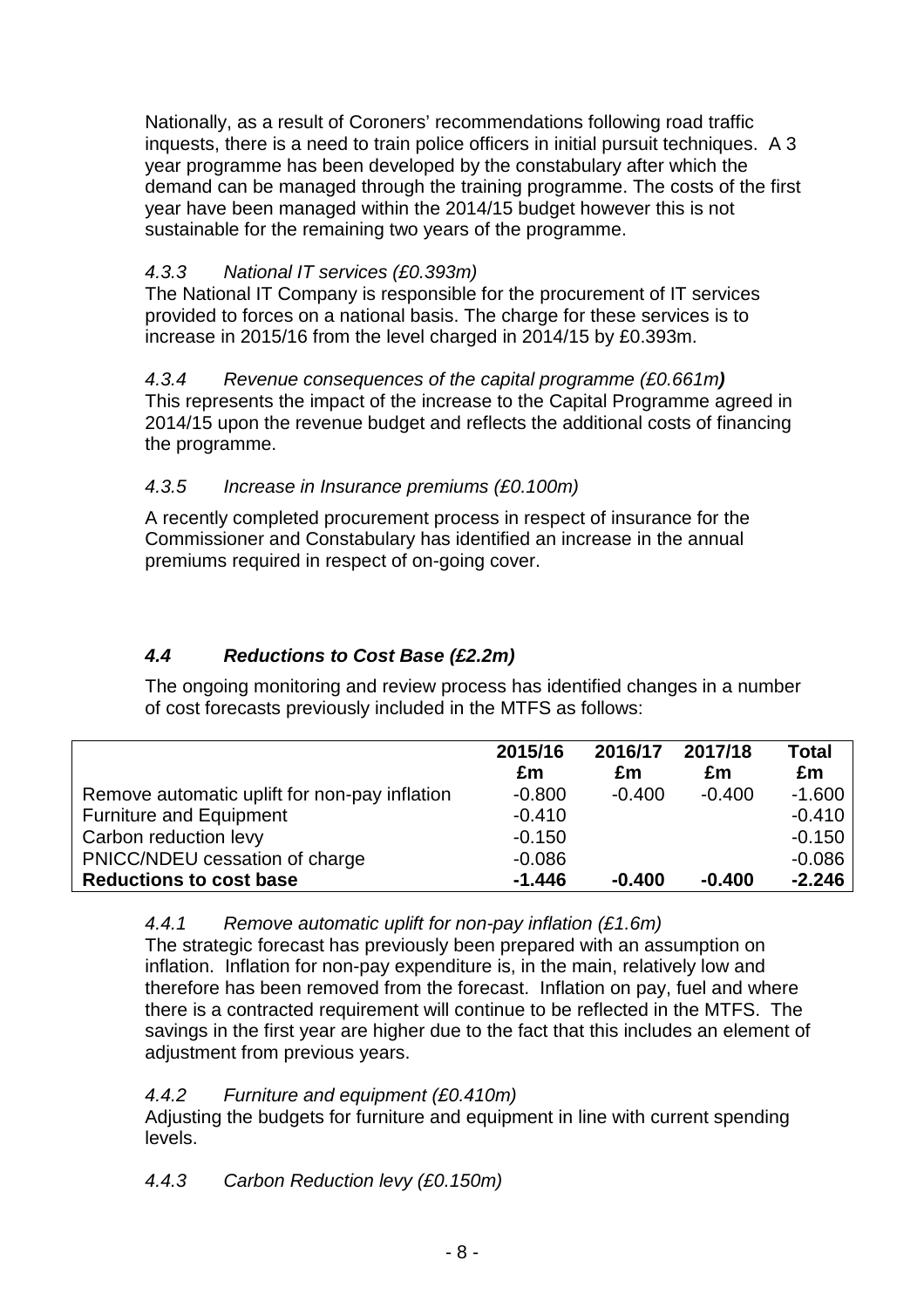Nationally, as a result of Coroners' recommendations following road traffic inquests, there is a need to train police officers in initial pursuit techniques. A 3 year programme has been developed by the constabulary after which the demand can be managed through the training programme. The costs of the first year have been managed within the 2014/15 budget however this is not sustainable for the remaining two years of the programme.

*4.3.3 National IT services (£0.393m)*

The National IT Company is responsible for the procurement of IT services provided to forces on a national basis. The charge for these services is to increase in 2015/16 from the level charged in 2014/15 by £0.393m.

*4.3.4 Revenue consequences of the capital programme (£0.661m)*

This represents the impact of the increase to the Capital Programme agreed in 2014/15 upon the revenue budget and reflects the additional costs of financing the programme.

*4.3.5 Increase in Insurance premiums (£0.100m)*

A recently completed procurement process in respect of insurance for the Commissioner and Constabulary has identified an increase in the annual premiums required in respect of on-going cover.

### *4.4 Reductions to Cost Base (£2.2m)*

The ongoing monitoring and review process has identified changes in a number of cost forecasts previously included in the MTFS as follows:

| | 2015/16 £m | 2016/17 £m | 2017/18 £m | Total £m |
|---|---|---|---|---|
| Remove automatic uplift for non-pay inflation | -0.800 | -0.400 | -0.400 | -1.600 |
| Furniture and Equipment | -0.410 | | | -0.410 |
| Carbon reduction levy | -0.150 | | | -0.150 |
| PNICC/NDEU cessation of charge | -0.086 | | | -0.086 |
| **Reductions to cost base** | **-1.446** | **-0.400** | **-0.400** | **-2.246** |

*4.4.1 Remove automatic uplift for non-pay inflation (£1.6m)*

The strategic forecast has previously been prepared with an assumption on inflation. Inflation for non-pay expenditure is, in the main, relatively low and therefore has been removed from the forecast. Inflation on pay, fuel and where there is a contracted requirement will continue to be reflected in the MTFS. The savings in the first year are higher due to the fact that this includes an element of adjustment from previous years.

*4.4.2 Furniture and equipment (£0.410m)*

Adjusting the budgets for furniture and equipment in line with current spending levels.

*4.4.3 Carbon Reduction levy (£0.150m)*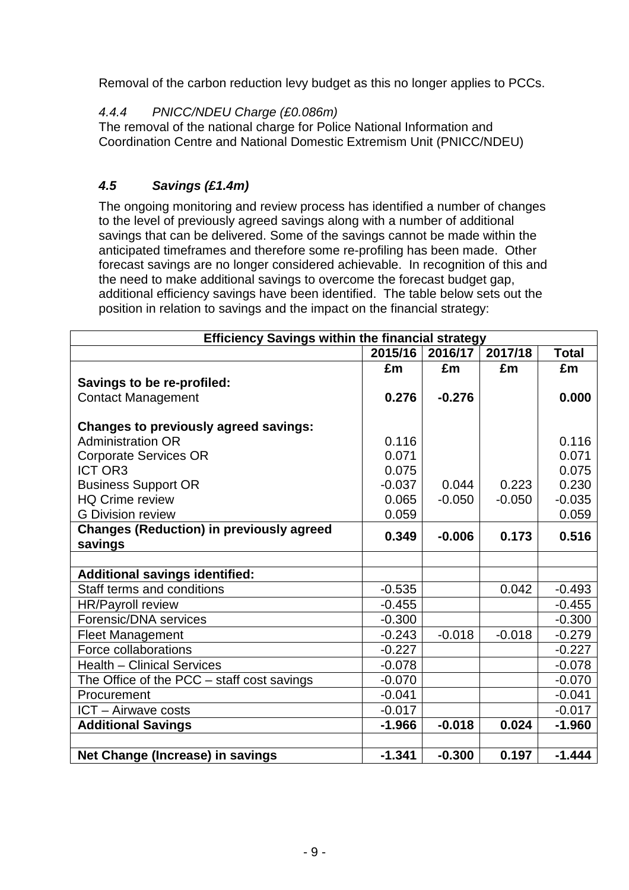Removal of the carbon reduction levy budget as this no longer applies to PCCs.

#### *4.4.4 PNICC/NDEU Charge (£0.086m)*

The removal of the national charge for Police National Information and Coordination Centre and National Domestic Extremism Unit (PNICC/NDEU)

### ***4.5 Savings (£1.4m)***

The ongoing monitoring and review process has identified a number of changes to the level of previously agreed savings along with a number of additional savings that can be delivered. Some of the savings cannot be made within the anticipated timeframes and therefore some re-profiling has been made. Other forecast savings are no longer considered achievable. In recognition of this and the need to make additional savings to overcome the forecast budget gap, additional efficiency savings have been identified. The table below sets out the position in relation to savings and the impact on the financial strategy:

| **Efficiency Savings within the financial strategy** | | | | |
|---|---|---|---|---|
| | **2015/16** | **2016/17** | **2017/18** | **Total** |
| | **£m** | **£m** | **£m** | **£m** |
| **Savings to be re-profiled:** | | | | |
| Contact Management | **0.276** | **-0.276** | | **0.000** |
| **Changes to previously agreed savings:** | | | | |
| Administration OR | 0.116 | | | 0.116 |
| Corporate Services OR | 0.071 | | | 0.071 |
| ICT OR3 | 0.075 | | | 0.075 |
| Business Support OR | -0.037 | 0.044 | 0.223 | 0.230 |
| HQ Crime review | 0.065 | -0.050 | -0.050 | -0.035 |
| G Division review | 0.059 | | | 0.059 |
| **Changes (Reduction) in previously agreed savings** | **0.349** | **-0.006** | **0.173** | **0.516** |
| | | | | |
| **Additional savings identified:** | | | | |
| Staff terms and conditions | -0.535 | | 0.042 | -0.493 |
| HR/Payroll review | -0.455 | | | -0.455 |
| Forensic/DNA services | -0.300 | | | -0.300 |
| Fleet Management | -0.243 | -0.018 | -0.018 | -0.279 |
| Force collaborations | -0.227 | | | -0.227 |
| Health – Clinical Services | -0.078 | | | -0.078 |
| The Office of the PCC – staff cost savings | -0.070 | | | -0.070 |
| Procurement | -0.041 | | | -0.041 |
| ICT – Airwave costs | -0.017 | | | -0.017 |
| **Additional Savings** | **-1.966** | **-0.018** | **0.024** | **-1.960** |
| | | | | |
| **Net Change (Increase) in savings** | **-1.341** | **-0.300** | **0.197** | **-1.444** |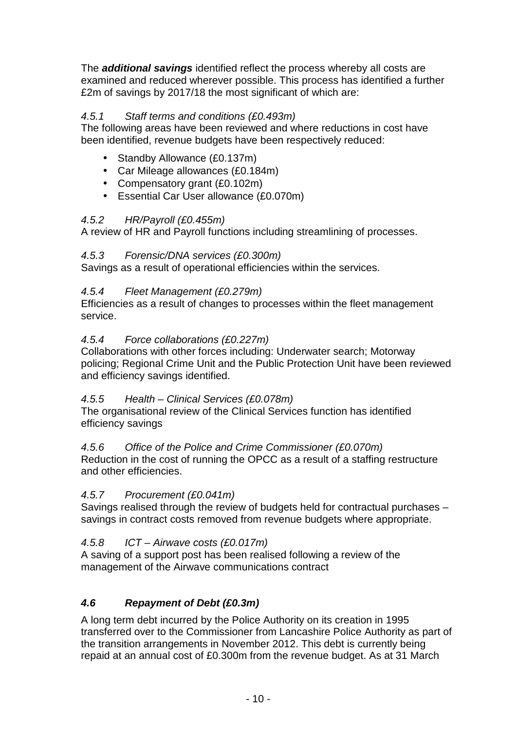The ***additional savings*** identified reflect the process whereby all costs are examined and reduced wherever possible. This process has identified a further £2m of savings by 2017/18 the most significant of which are:

*4.5.1 Staff terms and conditions (£0.493m)*

The following areas have been reviewed and where reductions in cost have been identified, revenue budgets have been respectively reduced:

- Standby Allowance (£0.137m)
- Car Mileage allowances (£0.184m)
- Compensatory grant (£0.102m)
- Essential Car User allowance (£0.070m)

*4.5.2 HR/Payroll (£0.455m)*

A review of HR and Payroll functions including streamlining of processes.

*4.5.3 Forensic/DNA services (£0.300m)*

Savings as a result of operational efficiencies within the services.

*4.5.4 Fleet Management (£0.279m)*

Efficiencies as a result of changes to processes within the fleet management service.

*4.5.4 Force collaborations (£0.227m)*

Collaborations with other forces including: Underwater search; Motorway policing; Regional Crime Unit and the Public Protection Unit have been reviewed and efficiency savings identified.

*4.5.5 Health – Clinical Services (£0.078m)*

The organisational review of the Clinical Services function has identified efficiency savings

*4.5.6 Office of the Police and Crime Commissioner (£0.070m)*

Reduction in the cost of running the OPCC as a result of a staffing restructure and other efficiencies.

*4.5.7 Procurement (£0.041m)*

Savings realised through the review of budgets held for contractual purchases – savings in contract costs removed from revenue budgets where appropriate.

*4.5.8 ICT – Airwave costs (£0.017m)*

A saving of a support post has been realised following a review of the management of the Airwave communications contract

### *4.6 Repayment of Debt (£0.3m)*

A long term debt incurred by the Police Authority on its creation in 1995 transferred over to the Commissioner from Lancashire Police Authority as part of the transition arrangements in November 2012. This debt is currently being repaid at an annual cost of £0.300m from the revenue budget. As at 31 March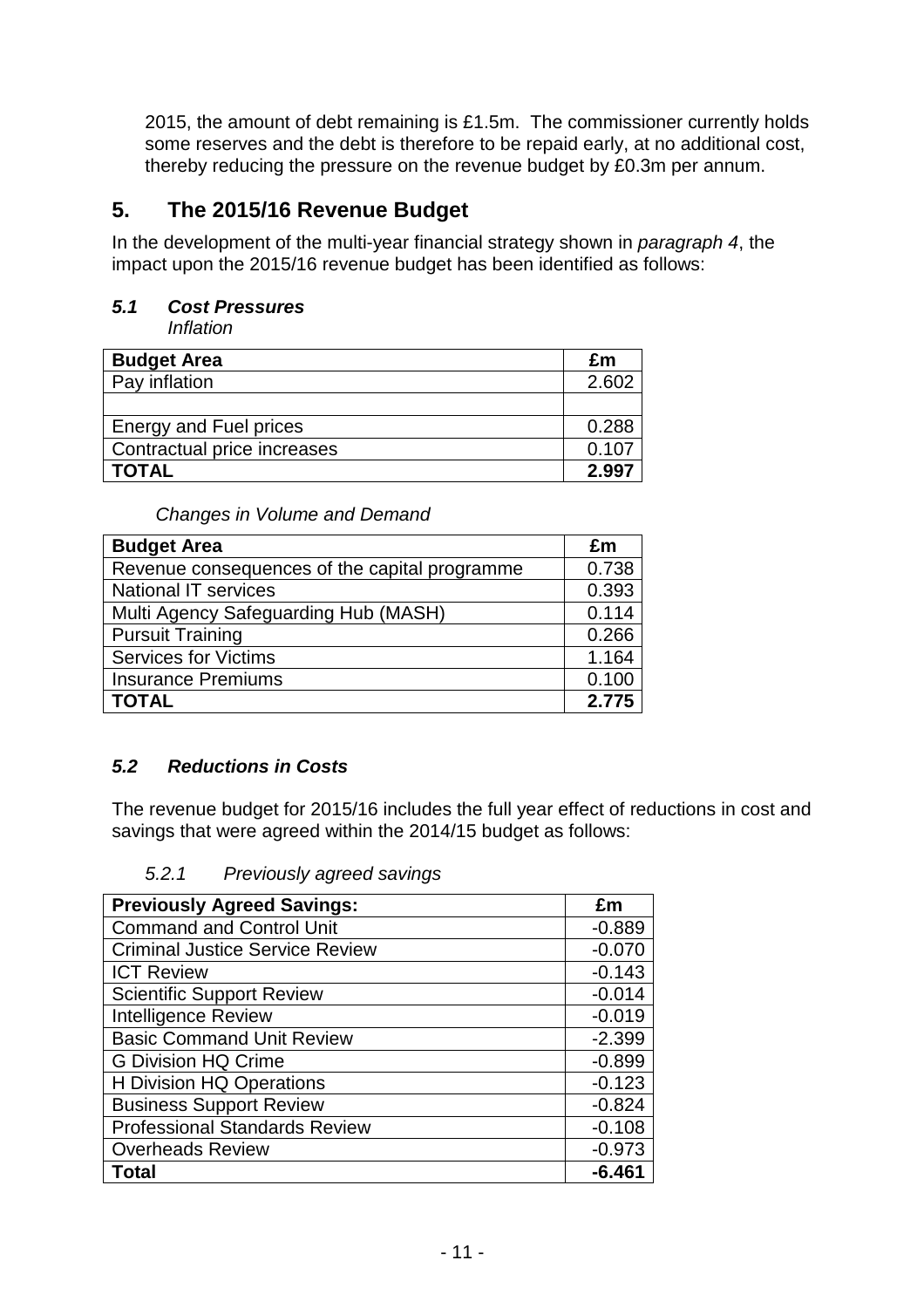2015, the amount of debt remaining is £1.5m. The commissioner currently holds some reserves and the debt is therefore to be repaid early, at no additional cost, thereby reducing the pressure on the revenue budget by £0.3m per annum.

## 5. The 2015/16 Revenue Budget

In the development of the multi-year financial strategy shown in *paragraph 4*, the impact upon the 2015/16 revenue budget has been identified as follows:

### *5.1 Cost Pressures*

*Inflation*

| **Budget Area** | **£m** |
|---|---|
| Pay inflation | 2.602 |
| | |
| Energy and Fuel prices | 0.288 |
| Contractual price increases | 0.107 |
| **TOTAL** | **2.997** |

*Changes in Volume and Demand*

| **Budget Area** | **£m** |
|---|---|
| Revenue consequences of the capital programme | 0.738 |
| National IT services | 0.393 |
| Multi Agency Safeguarding Hub (MASH) | 0.114 |
| Pursuit Training | 0.266 |
| Services for Victims | 1.164 |
| Insurance Premiums | 0.100 |
| **TOTAL** | **2.775** |

### *5.2 Reductions in Costs*

The revenue budget for 2015/16 includes the full year effect of reductions in cost and savings that were agreed within the 2014/15 budget as follows:

*5.2.1 Previously agreed savings*

| **Previously Agreed Savings:** | **£m** |
|---|---|
| Command and Control Unit | -0.889 |
| Criminal Justice Service Review | -0.070 |
| ICT Review | -0.143 |
| Scientific Support Review | -0.014 |
| Intelligence Review | -0.019 |
| Basic Command Unit Review | -2.399 |
| G Division HQ Crime | -0.899 |
| H Division HQ Operations | -0.123 |
| Business Support Review | -0.824 |
| Professional Standards Review | -0.108 |
| Overheads Review | -0.973 |
| **Total** | **-6.461** |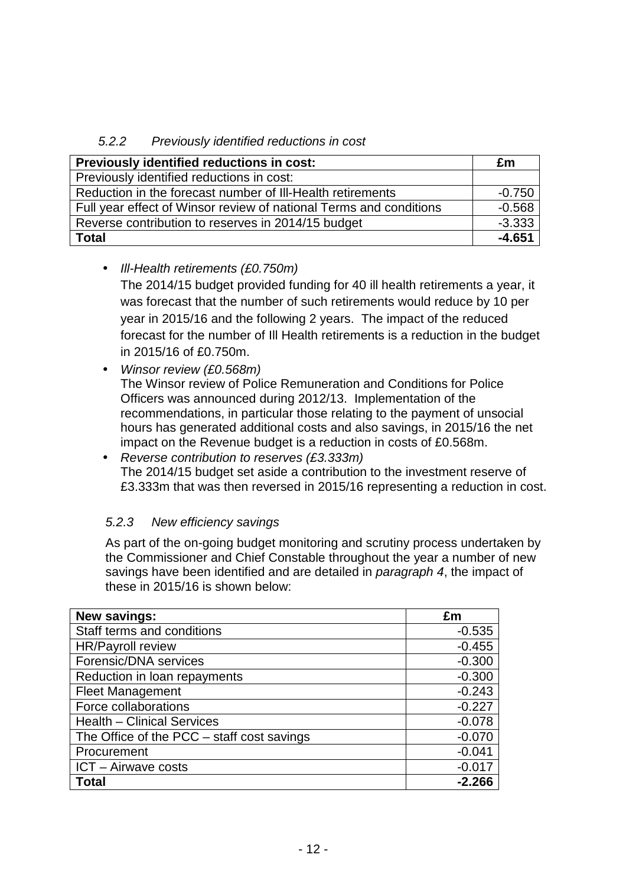### *5.2.2 Previously identified reductions in cost*

| Previously identified reductions in cost: | £m |
|---|---|
| Previously identified reductions in cost: | |
| Reduction in the forecast number of Ill-Health retirements | -0.750 |
| Full year effect of Winsor review of national Terms and conditions | -0.568 |
| Reverse contribution to reserves in 2014/15 budget | -3.333 |
| **Total** | **-4.651** |

- *Ill-Health retirements (£0.750m)*
  The 2014/15 budget provided funding for 40 ill health retirements a year, it was forecast that the number of such retirements would reduce by 10 per year in 2015/16 and the following 2 years. The impact of the reduced forecast for the number of Ill Health retirements is a reduction in the budget in 2015/16 of £0.750m.
- *Winsor review (£0.568m)*
  The Winsor review of Police Remuneration and Conditions for Police Officers was announced during 2012/13. Implementation of the recommendations, in particular those relating to the payment of unsocial hours has generated additional costs and also savings, in 2015/16 the net impact on the Revenue budget is a reduction in costs of £0.568m.
- *Reverse contribution to reserves (£3.333m)*
  The 2014/15 budget set aside a contribution to the investment reserve of £3.333m that was then reversed in 2015/16 representing a reduction in cost.

### *5.2.3 New efficiency savings*

As part of the on-going budget monitoring and scrutiny process undertaken by the Commissioner and Chief Constable throughout the year a number of new savings have been identified and are detailed in *paragraph 4*, the impact of these in 2015/16 is shown below:

| New savings: | £m |
|---|---|
| Staff terms and conditions | -0.535 |
| HR/Payroll review | -0.455 |
| Forensic/DNA services | -0.300 |
| Reduction in loan repayments | -0.300 |
| Fleet Management | -0.243 |
| Force collaborations | -0.227 |
| Health – Clinical Services | -0.078 |
| The Office of the PCC – staff cost savings | -0.070 |
| Procurement | -0.041 |
| ICT – Airwave costs | -0.017 |
| **Total** | **-2.266** |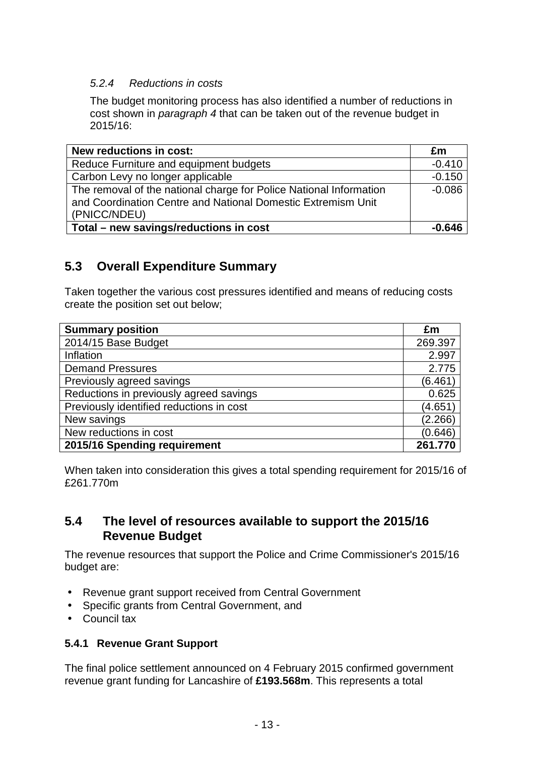#### *5.2.4 Reductions in costs*

The budget monitoring process has also identified a number of reductions in cost shown in *paragraph 4* that can be taken out of the revenue budget in 2015/16:

| **New reductions in cost:** | **£m** |
|---|---|
| Reduce Furniture and equipment budgets | -0.410 |
| Carbon Levy no longer applicable | -0.150 |
| The removal of the national charge for Police National Information and Coordination Centre and National Domestic Extremism Unit (PNICC/NDEU) | -0.086 |
| **Total – new savings/reductions in cost** | **-0.646** |

## 5.3 Overall Expenditure Summary

Taken together the various cost pressures identified and means of reducing costs create the position set out below;

| **Summary position** | **£m** |
|---|---|
| 2014/15 Base Budget | 269.397 |
| Inflation | 2.997 |
| Demand Pressures | 2.775 |
| Previously agreed savings | (6.461) |
| Reductions in previously agreed savings | 0.625 |
| Previously identified reductions in cost | (4.651) |
| New savings | (2.266) |
| New reductions in cost | (0.646) |
| **2015/16 Spending requirement** | **261.770** |

When taken into consideration this gives a total spending requirement for 2015/16 of £261.770m

## 5.4 The level of resources available to support the 2015/16 Revenue Budget

The revenue resources that support the Police and Crime Commissioner's 2015/16 budget are:

- Revenue grant support received from Central Government
- Specific grants from Central Government, and
- Council tax

### 5.4.1 Revenue Grant Support

The final police settlement announced on 4 February 2015 confirmed government revenue grant funding for Lancashire of **£193.568m**. This represents a total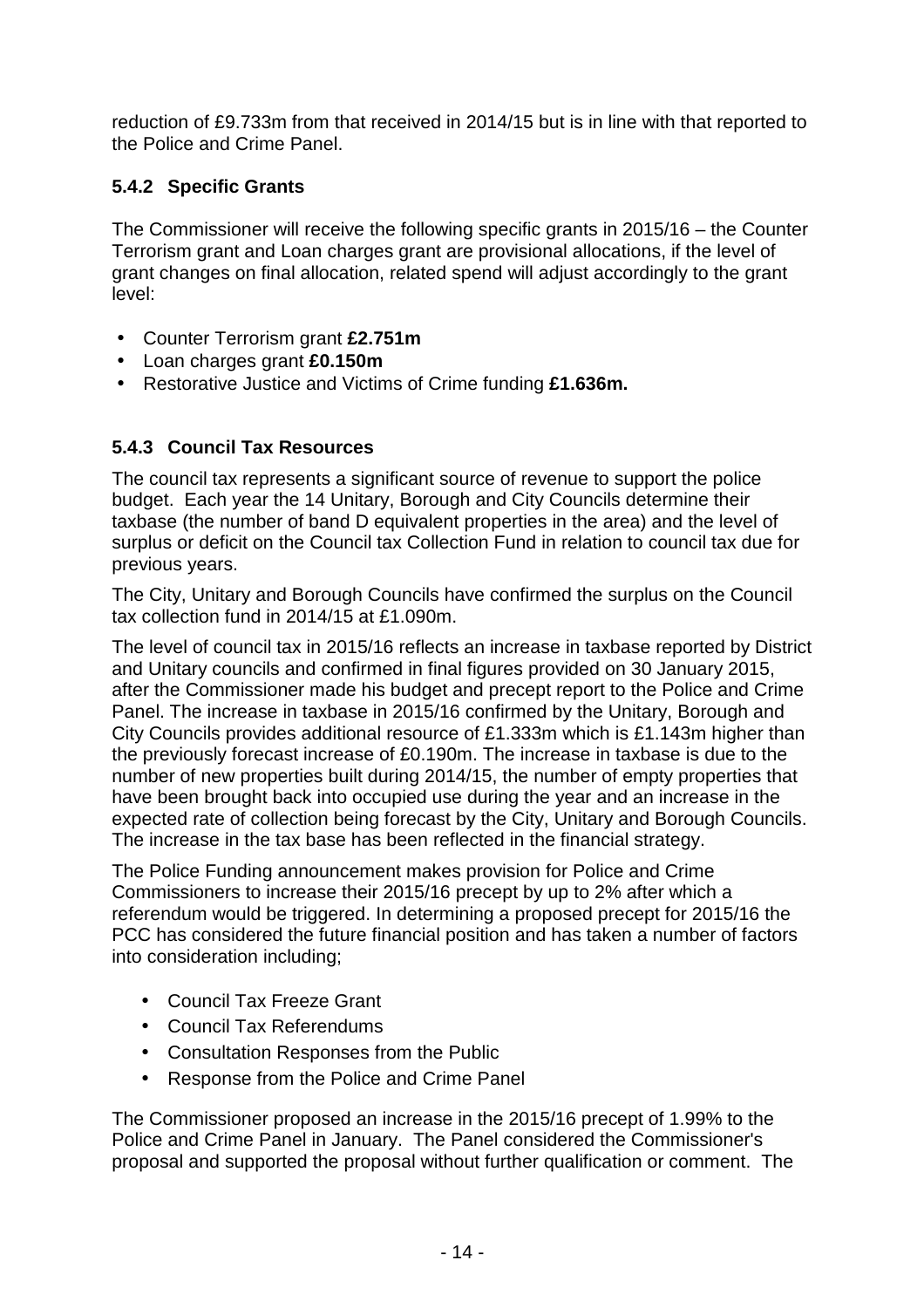reduction of £9.733m from that received in 2014/15 but is in line with that reported to the Police and Crime Panel.

### 5.4.2 Specific Grants

The Commissioner will receive the following specific grants in 2015/16 – the Counter Terrorism grant and Loan charges grant are provisional allocations, if the level of grant changes on final allocation, related spend will adjust accordingly to the grant level:

- Counter Terrorism grant **£2.751m**
- Loan charges grant **£0.150m**
- Restorative Justice and Victims of Crime funding **£1.636m.**

### 5.4.3 Council Tax Resources

The council tax represents a significant source of revenue to support the police budget. Each year the 14 Unitary, Borough and City Councils determine their taxbase (the number of band D equivalent properties in the area) and the level of surplus or deficit on the Council tax Collection Fund in relation to council tax due for previous years.

The City, Unitary and Borough Councils have confirmed the surplus on the Council tax collection fund in 2014/15 at £1.090m.

The level of council tax in 2015/16 reflects an increase in taxbase reported by District and Unitary councils and confirmed in final figures provided on 30 January 2015, after the Commissioner made his budget and precept report to the Police and Crime Panel. The increase in taxbase in 2015/16 confirmed by the Unitary, Borough and City Councils provides additional resource of £1.333m which is £1.143m higher than the previously forecast increase of £0.190m. The increase in taxbase is due to the number of new properties built during 2014/15, the number of empty properties that have been brought back into occupied use during the year and an increase in the expected rate of collection being forecast by the City, Unitary and Borough Councils. The increase in the tax base has been reflected in the financial strategy.

The Police Funding announcement makes provision for Police and Crime Commissioners to increase their 2015/16 precept by up to 2% after which a referendum would be triggered. In determining a proposed precept for 2015/16 the PCC has considered the future financial position and has taken a number of factors into consideration including;

- Council Tax Freeze Grant
- Council Tax Referendums
- Consultation Responses from the Public
- Response from the Police and Crime Panel

The Commissioner proposed an increase in the 2015/16 precept of 1.99% to the Police and Crime Panel in January. The Panel considered the Commissioner's proposal and supported the proposal without further qualification or comment. The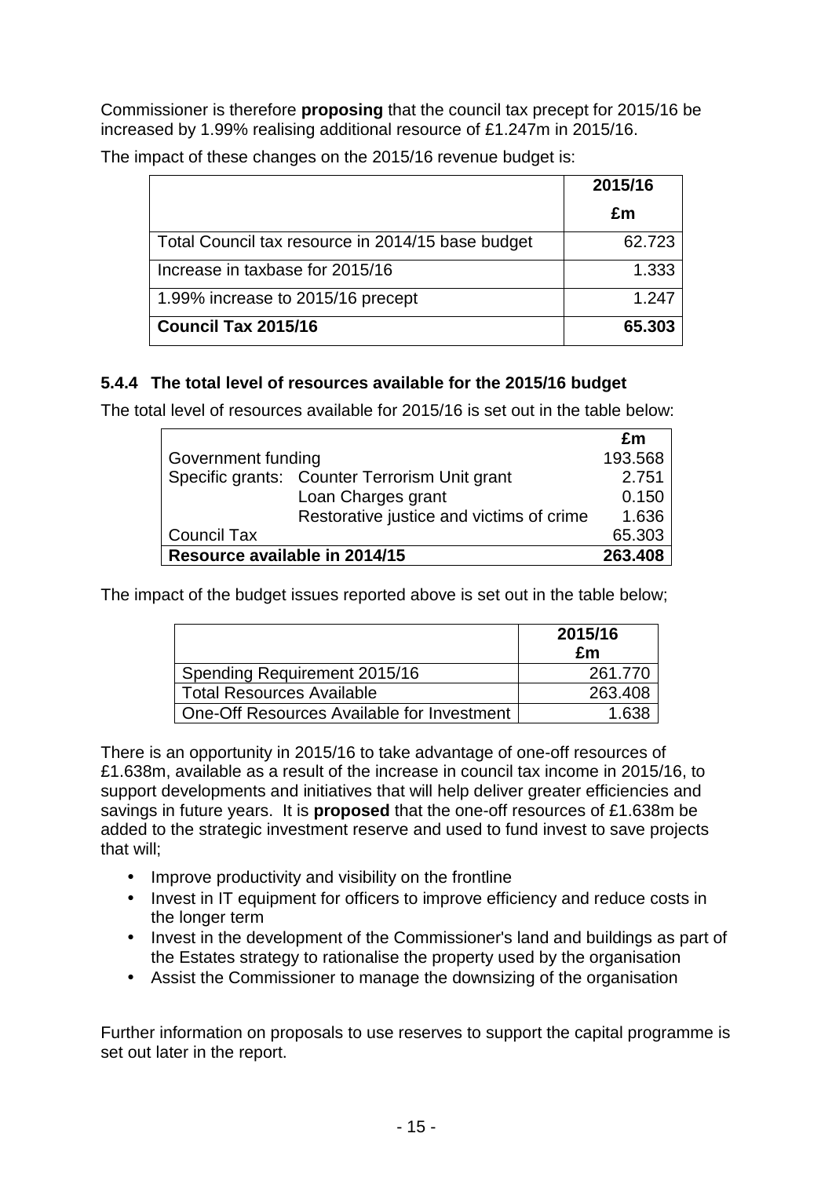Commissioner is therefore **proposing** that the council tax precept for 2015/16 be increased by 1.99% realising additional resource of £1.247m in 2015/16.

The impact of these changes on the 2015/16 revenue budget is:

| | 2015/16<br>£m |
|---|---|
| Total Council tax resource in 2014/15 base budget | 62.723 |
| Increase in taxbase for 2015/16 | 1.333 |
| 1.99% increase to 2015/16 precept | 1.247 |
| **Council Tax 2015/16** | **65.303** |

### 5.4.4 The total level of resources available for the 2015/16 budget

The total level of resources available for 2015/16 is set out in the table below:

| | | £m |
|---|---|---|
| Government funding | | 193.568 |
| Specific grants: | Counter Terrorism Unit grant | 2.751 |
| | Loan Charges grant | 0.150 |
| | Restorative justice and victims of crime | 1.636 |
| Council Tax | | 65.303 |
| **Resource available in 2014/15** | | **263.408** |

The impact of the budget issues reported above is set out in the table below;

| | 2015/16<br>£m |
|---|---|
| Spending Requirement 2015/16 | 261.770 |
| Total Resources Available | 263.408 |
| One-Off Resources Available for Investment | 1.638 |

There is an opportunity in 2015/16 to take advantage of one-off resources of £1.638m, available as a result of the increase in council tax income in 2015/16, to support developments and initiatives that will help deliver greater efficiencies and savings in future years. It is **proposed** that the one-off resources of £1.638m be added to the strategic investment reserve and used to fund invest to save projects that will;

- Improve productivity and visibility on the frontline
- Invest in IT equipment for officers to improve efficiency and reduce costs in the longer term
- Invest in the development of the Commissioner's land and buildings as part of the Estates strategy to rationalise the property used by the organisation
- Assist the Commissioner to manage the downsizing of the organisation

Further information on proposals to use reserves to support the capital programme is set out later in the report.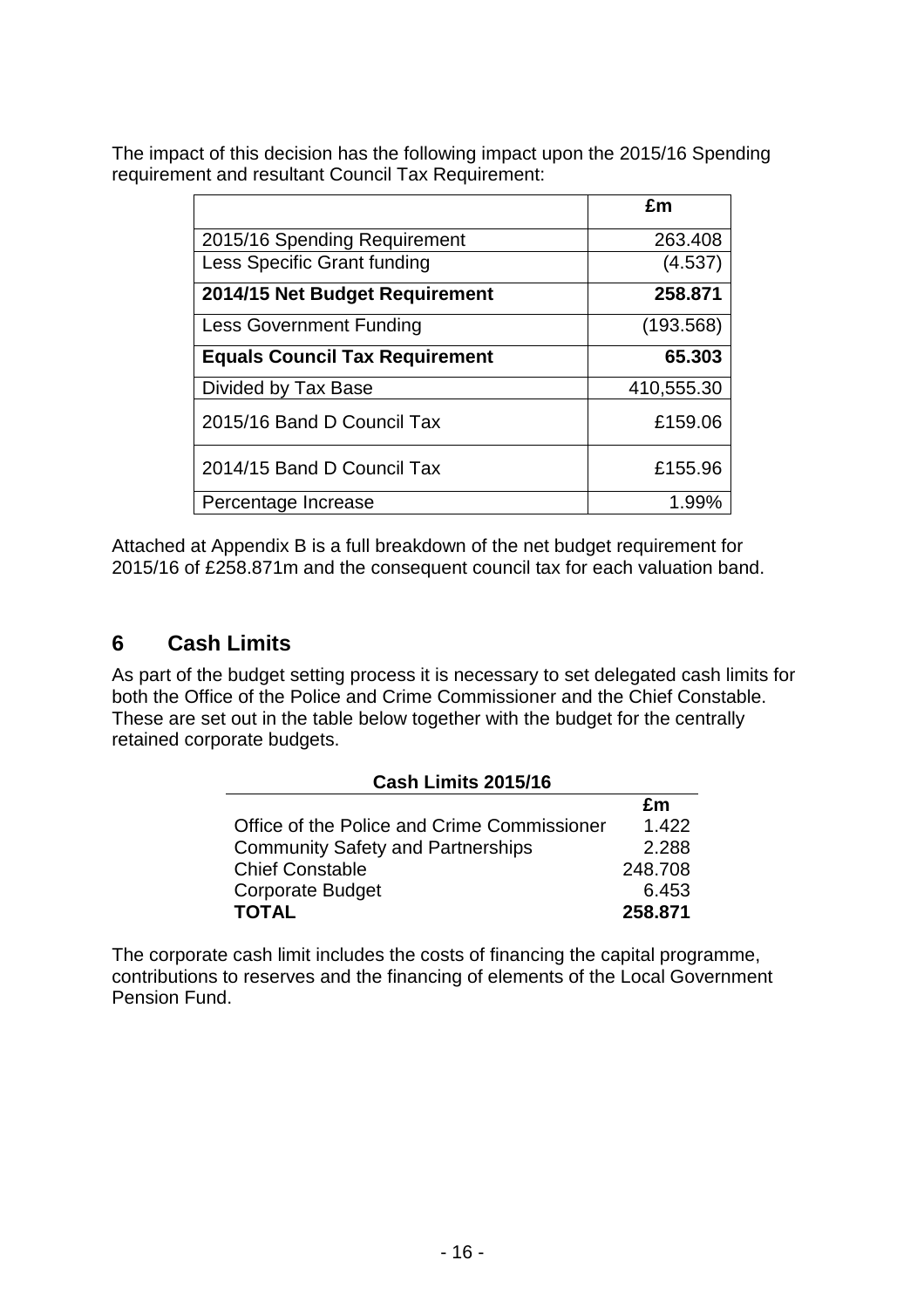The impact of this decision has the following impact upon the 2015/16 Spending requirement and resultant Council Tax Requirement:

| | £m |
|---|---|
| 2015/16 Spending Requirement | 263.408 |
| Less Specific Grant funding | (4.537) |
| **2014/15 Net Budget Requirement** | **258.871** |
| Less Government Funding | (193.568) |
| **Equals Council Tax Requirement** | **65.303** |
| Divided by Tax Base | 410,555.30 |
| 2015/16 Band D Council Tax | £159.06 |
| 2014/15 Band D Council Tax | £155.96 |
| Percentage Increase | 1.99% |

Attached at Appendix B is a full breakdown of the net budget requirement for 2015/16 of £258.871m and the consequent council tax for each valuation band.

## 6 Cash Limits

As part of the budget setting process it is necessary to set delegated cash limits for both the Office of the Police and Crime Commissioner and the Chief Constable. These are set out in the table below together with the budget for the centrally retained corporate budgets.

| Cash Limits 2015/16 | £m |
|---|---|
| Office of the Police and Crime Commissioner | 1.422 |
| Community Safety and Partnerships | 2.288 |
| Chief Constable | 248.708 |
| Corporate Budget | 6.453 |
| **TOTAL** | **258.871** |

The corporate cash limit includes the costs of financing the capital programme, contributions to reserves and the financing of elements of the Local Government Pension Fund.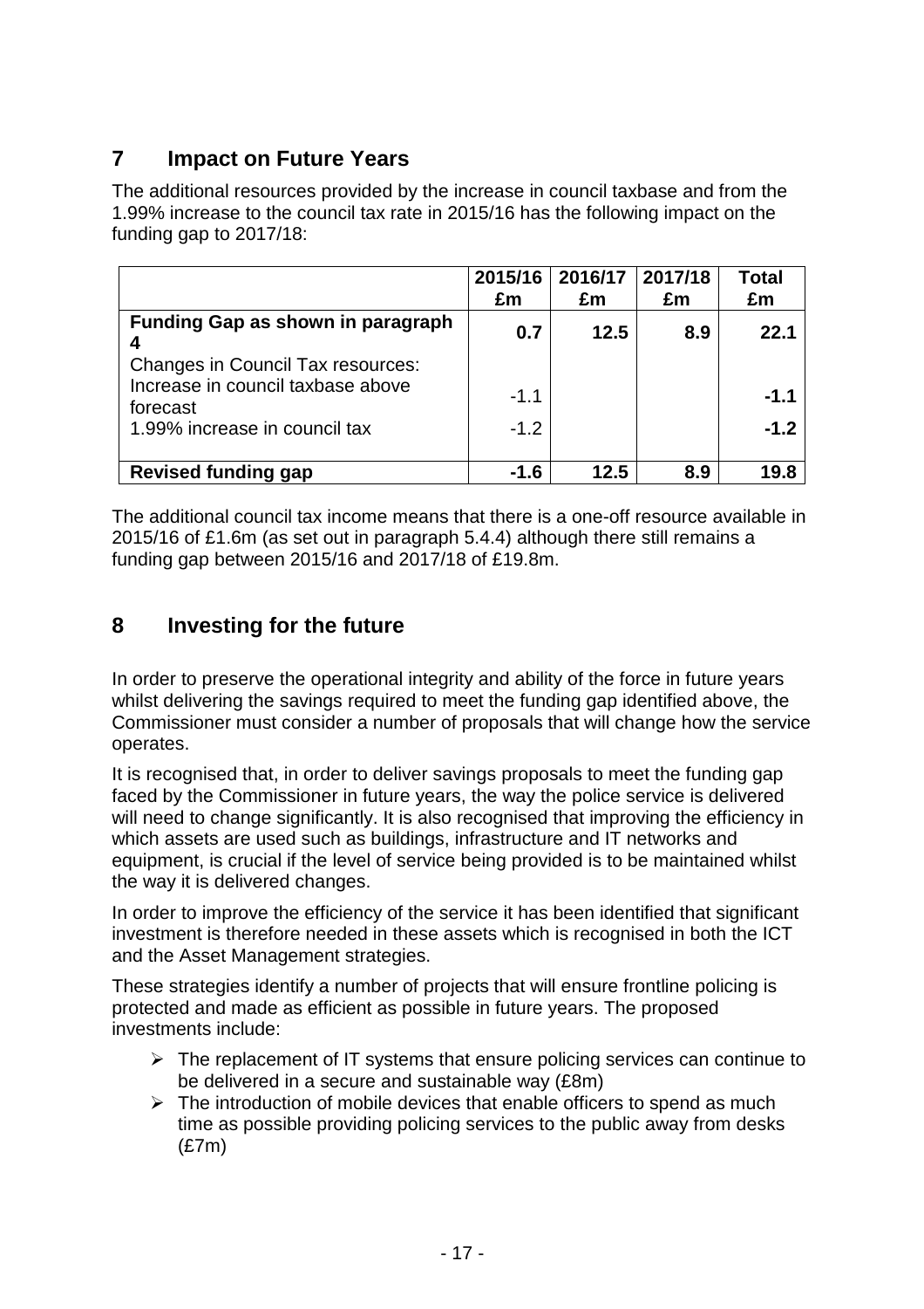## 7 Impact on Future Years

The additional resources provided by the increase in council taxbase and from the 1.99% increase to the council tax rate in 2015/16 has the following impact on the funding gap to 2017/18:

| | 2015/16 £m | 2016/17 £m | 2017/18 £m | Total £m |
|---|---|---|---|---|
| **Funding Gap as shown in paragraph 4** | **0.7** | **12.5** | **8.9** | **22.1** |
| Changes in Council Tax resources: | | | | |
| Increase in council taxbase above forecast | -1.1 | | | **-1.1** |
| 1.99% increase in council tax | -1.2 | | | **-1.2** |
| **Revised funding gap** | **-1.6** | **12.5** | **8.9** | **19.8** |

The additional council tax income means that there is a one-off resource available in 2015/16 of £1.6m (as set out in paragraph 5.4.4) although there still remains a funding gap between 2015/16 and 2017/18 of £19.8m.

## 8 Investing for the future

In order to preserve the operational integrity and ability of the force in future years whilst delivering the savings required to meet the funding gap identified above, the Commissioner must consider a number of proposals that will change how the service operates.

It is recognised that, in order to deliver savings proposals to meet the funding gap faced by the Commissioner in future years, the way the police service is delivered will need to change significantly. It is also recognised that improving the efficiency in which assets are used such as buildings, infrastructure and IT networks and equipment, is crucial if the level of service being provided is to be maintained whilst the way it is delivered changes.

In order to improve the efficiency of the service it has been identified that significant investment is therefore needed in these assets which is recognised in both the ICT and the Asset Management strategies.

These strategies identify a number of projects that will ensure frontline policing is protected and made as efficient as possible in future years. The proposed investments include:

- The replacement of IT systems that ensure policing services can continue to be delivered in a secure and sustainable way (£8m)
- The introduction of mobile devices that enable officers to spend as much time as possible providing policing services to the public away from desks (£7m)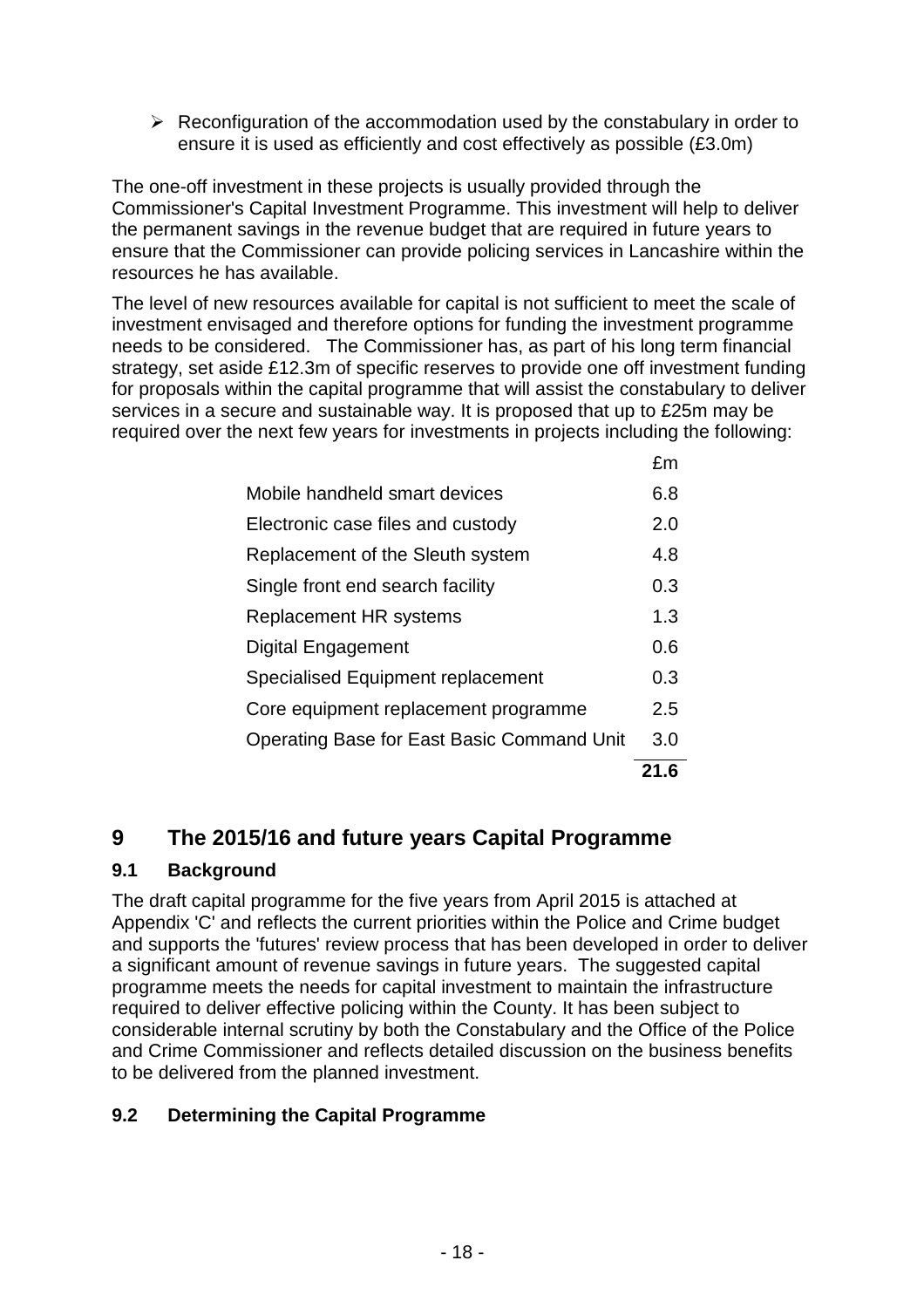- Reconfiguration of the accommodation used by the constabulary in order to ensure it is used as efficiently and cost effectively as possible (£3.0m)

The one-off investment in these projects is usually provided through the Commissioner's Capital Investment Programme. This investment will help to deliver the permanent savings in the revenue budget that are required in future years to ensure that the Commissioner can provide policing services in Lancashire within the resources he has available.

The level of new resources available for capital is not sufficient to meet the scale of investment envisaged and therefore options for funding the investment programme needs to be considered. The Commissioner has, as part of his long term financial strategy, set aside £12.3m of specific reserves to provide one off investment funding for proposals within the capital programme that will assist the constabulary to deliver services in a secure and sustainable way. It is proposed that up to £25m may be required over the next few years for investments in projects including the following:

| | £m |
|---|---|
| Mobile handheld smart devices | 6.8 |
| Electronic case files and custody | 2.0 |
| Replacement of the Sleuth system | 4.8 |
| Single front end search facility | 0.3 |
| Replacement HR systems | 1.3 |
| Digital Engagement | 0.6 |
| Specialised Equipment replacement | 0.3 |
| Core equipment replacement programme | 2.5 |
| Operating Base for East Basic Command Unit | 3.0 |
| | **21.6** |

## 9 The 2015/16 and future years Capital Programme

### 9.1 Background

The draft capital programme for the five years from April 2015 is attached at Appendix 'C' and reflects the current priorities within the Police and Crime budget and supports the 'futures' review process that has been developed in order to deliver a significant amount of revenue savings in future years. The suggested capital programme meets the needs for capital investment to maintain the infrastructure required to deliver effective policing within the County. It has been subject to considerable internal scrutiny by both the Constabulary and the Office of the Police and Crime Commissioner and reflects detailed discussion on the business benefits to be delivered from the planned investment.

### 9.2 Determining the Capital Programme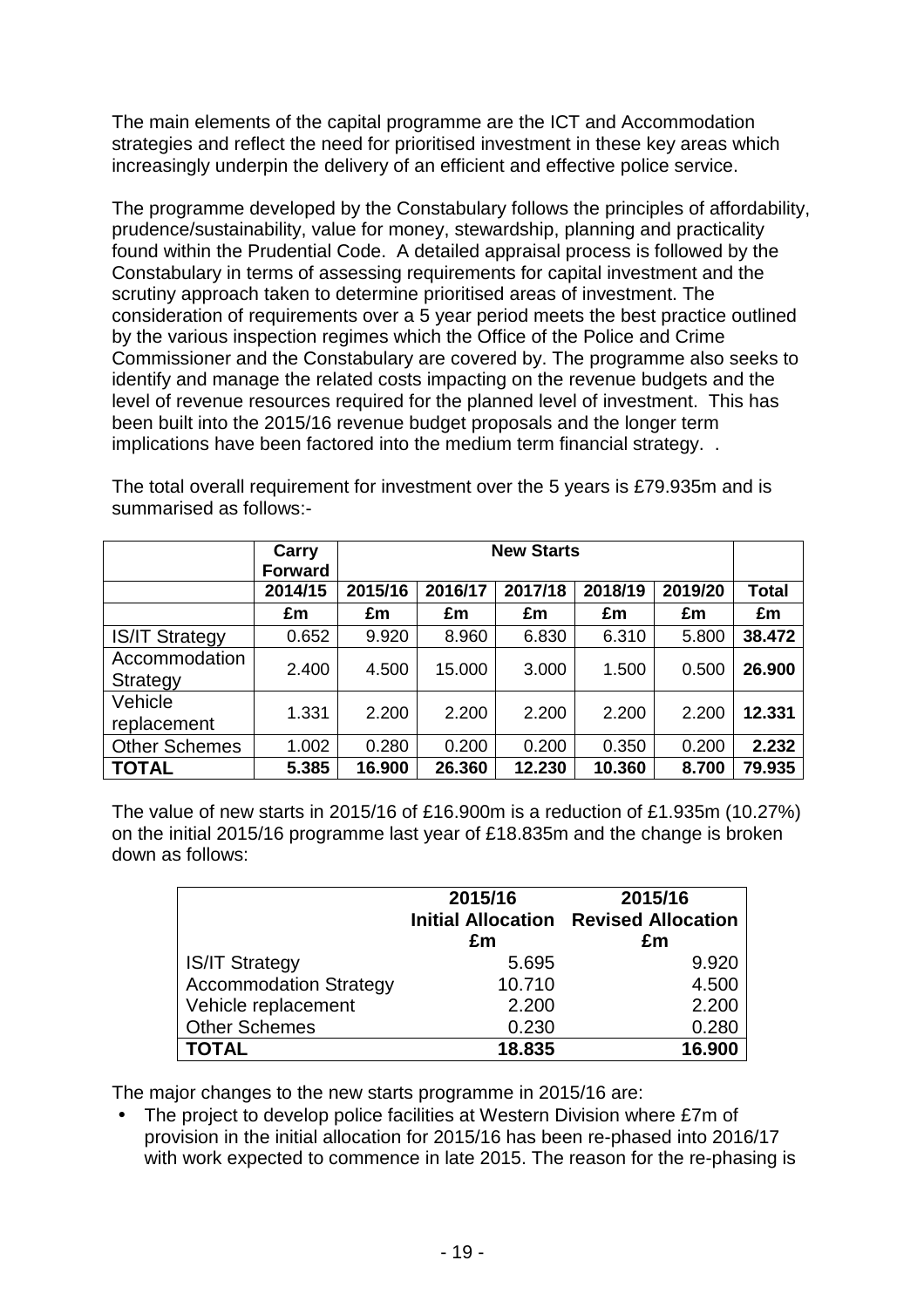The main elements of the capital programme are the ICT and Accommodation strategies and reflect the need for prioritised investment in these key areas which increasingly underpin the delivery of an efficient and effective police service.

The programme developed by the Constabulary follows the principles of affordability, prudence/sustainability, value for money, stewardship, planning and practicality found within the Prudential Code. A detailed appraisal process is followed by the Constabulary in terms of assessing requirements for capital investment and the scrutiny approach taken to determine prioritised areas of investment. The consideration of requirements over a 5 year period meets the best practice outlined by the various inspection regimes which the Office of the Police and Crime Commissioner and the Constabulary are covered by. The programme also seeks to identify and manage the related costs impacting on the revenue budgets and the level of revenue resources required for the planned level of investment. This has been built into the 2015/16 revenue budget proposals and the longer term implications have been factored into the medium term financial strategy. .

The total overall requirement for investment over the 5 years is £79.935m and is summarised as follows:-

| | Carry Forward | New Starts | | | | | |
|---|---|---|---|---|---|---|---|
| | 2014/15 | 2015/16 | 2016/17 | 2017/18 | 2018/19 | 2019/20 | Total |
| | £m | £m | £m | £m | £m | £m | £m |
| IS/IT Strategy | 0.652 | 9.920 | 8.960 | 6.830 | 6.310 | 5.800 | **38.472** |
| Accommodation Strategy | 2.400 | 4.500 | 15.000 | 3.000 | 1.500 | 0.500 | **26.900** |
| Vehicle replacement | 1.331 | 2.200 | 2.200 | 2.200 | 2.200 | 2.200 | **12.331** |
| Other Schemes | 1.002 | 0.280 | 0.200 | 0.200 | 0.350 | 0.200 | **2.232** |
| **TOTAL** | **5.385** | **16.900** | **26.360** | **12.230** | **10.360** | **8.700** | **79.935** |

The value of new starts in 2015/16 of £16.900m is a reduction of £1.935m (10.27%) on the initial 2015/16 programme last year of £18.835m and the change is broken down as follows:

| | 2015/16 Initial Allocation £m | 2015/16 Revised Allocation £m |
|---|---|---|
| IS/IT Strategy | 5.695 | 9.920 |
| Accommodation Strategy | 10.710 | 4.500 |
| Vehicle replacement | 2.200 | 2.200 |
| Other Schemes | 0.230 | 0.280 |
| **TOTAL** | **18.835** | **16.900** |

The major changes to the new starts programme in 2015/16 are:

- The project to develop police facilities at Western Division where £7m of provision in the initial allocation for 2015/16 has been re-phased into 2016/17 with work expected to commence in late 2015. The reason for the re-phasing is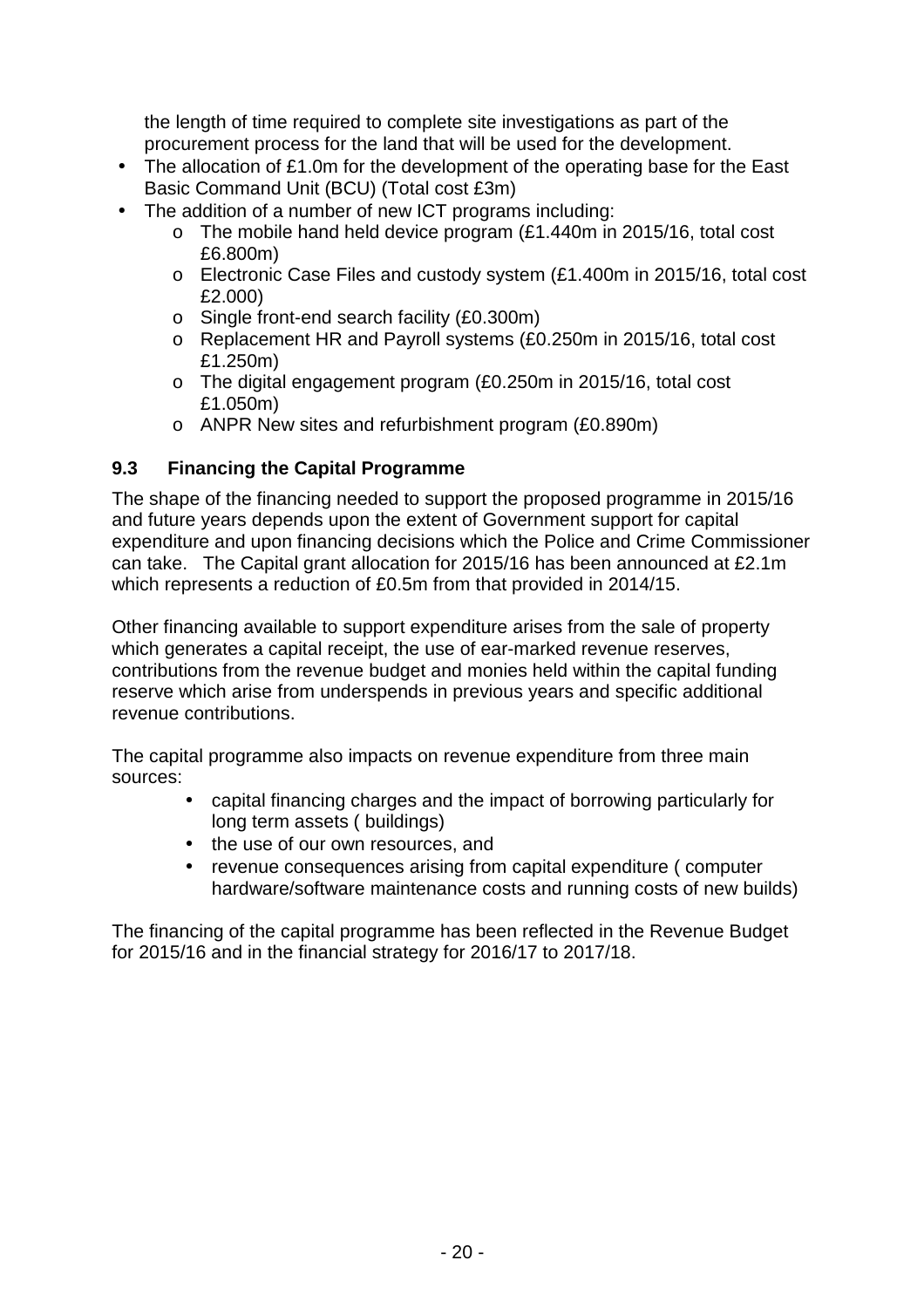the length of time required to complete site investigations as part of the procurement process for the land that will be used for the development.

- The allocation of £1.0m for the development of the operating base for the East Basic Command Unit (BCU) (Total cost £3m)
- The addition of a number of new ICT programs including:
  - The mobile hand held device program (£1.440m in 2015/16, total cost £6.800m)
  - Electronic Case Files and custody system (£1.400m in 2015/16, total cost £2.000)
  - Single front-end search facility (£0.300m)
  - Replacement HR and Payroll systems (£0.250m in 2015/16, total cost £1.250m)
  - The digital engagement program (£0.250m in 2015/16, total cost £1.050m)
  - ANPR New sites and refurbishment program (£0.890m)

### 9.3 Financing the Capital Programme

The shape of the financing needed to support the proposed programme in 2015/16 and future years depends upon the extent of Government support for capital expenditure and upon financing decisions which the Police and Crime Commissioner can take. The Capital grant allocation for 2015/16 has been announced at £2.1m which represents a reduction of £0.5m from that provided in 2014/15.

Other financing available to support expenditure arises from the sale of property which generates a capital receipt, the use of ear-marked revenue reserves, contributions from the revenue budget and monies held within the capital funding reserve which arise from underspends in previous years and specific additional revenue contributions.

The capital programme also impacts on revenue expenditure from three main sources:

- capital financing charges and the impact of borrowing particularly for long term assets ( buildings)
- the use of our own resources, and
- revenue consequences arising from capital expenditure ( computer hardware/software maintenance costs and running costs of new builds)

The financing of the capital programme has been reflected in the Revenue Budget for 2015/16 and in the financial strategy for 2016/17 to 2017/18.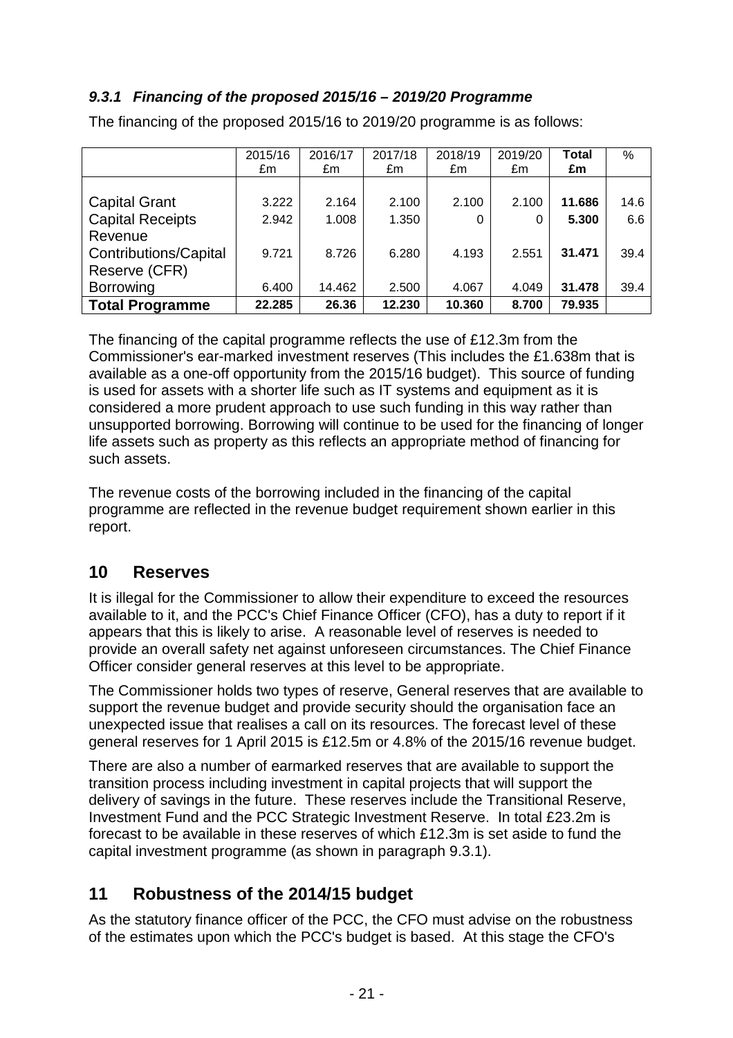### *9.3.1 Financing of the proposed 2015/16 – 2019/20 Programme*

The financing of the proposed 2015/16 to 2019/20 programme is as follows:

| | 2015/16 £m | 2016/17 £m | 2017/18 £m | 2018/19 £m | 2019/20 £m | **Total £m** | % |
|---|---|---|---|---|---|---|---|
| Capital Grant | 3.222 | 2.164 | 2.100 | 2.100 | 2.100 | **11.686** | 14.6 |
| Capital Receipts | 2.942 | 1.008 | 1.350 | 0 | 0 | **5.300** | 6.6 |
| Revenue Contributions/Capital Reserve (CFR) | 9.721 | 8.726 | 6.280 | 4.193 | 2.551 | **31.471** | 39.4 |
| Borrowing | 6.400 | 14.462 | 2.500 | 4.067 | 4.049 | **31.478** | 39.4 |
| **Total Programme** | **22.285** | **26.36** | **12.230** | **10.360** | **8.700** | **79.935** | |

The financing of the capital programme reflects the use of £12.3m from the Commissioner's ear-marked investment reserves (This includes the £1.638m that is available as a one-off opportunity from the 2015/16 budget). This source of funding is used for assets with a shorter life such as IT systems and equipment as it is considered a more prudent approach to use such funding in this way rather than unsupported borrowing. Borrowing will continue to be used for the financing of longer life assets such as property as this reflects an appropriate method of financing for such assets.

The revenue costs of the borrowing included in the financing of the capital programme are reflected in the revenue budget requirement shown earlier in this report.

## 10 Reserves

It is illegal for the Commissioner to allow their expenditure to exceed the resources available to it, and the PCC's Chief Finance Officer (CFO), has a duty to report if it appears that this is likely to arise. A reasonable level of reserves is needed to provide an overall safety net against unforeseen circumstances. The Chief Finance Officer consider general reserves at this level to be appropriate.

The Commissioner holds two types of reserve, General reserves that are available to support the revenue budget and provide security should the organisation face an unexpected issue that realises a call on its resources. The forecast level of these general reserves for 1 April 2015 is £12.5m or 4.8% of the 2015/16 revenue budget.

There are also a number of earmarked reserves that are available to support the transition process including investment in capital projects that will support the delivery of savings in the future. These reserves include the Transitional Reserve, Investment Fund and the PCC Strategic Investment Reserve. In total £23.2m is forecast to be available in these reserves of which £12.3m is set aside to fund the capital investment programme (as shown in paragraph 9.3.1).

## 11 Robustness of the 2014/15 budget

As the statutory finance officer of the PCC, the CFO must advise on the robustness of the estimates upon which the PCC's budget is based. At this stage the CFO's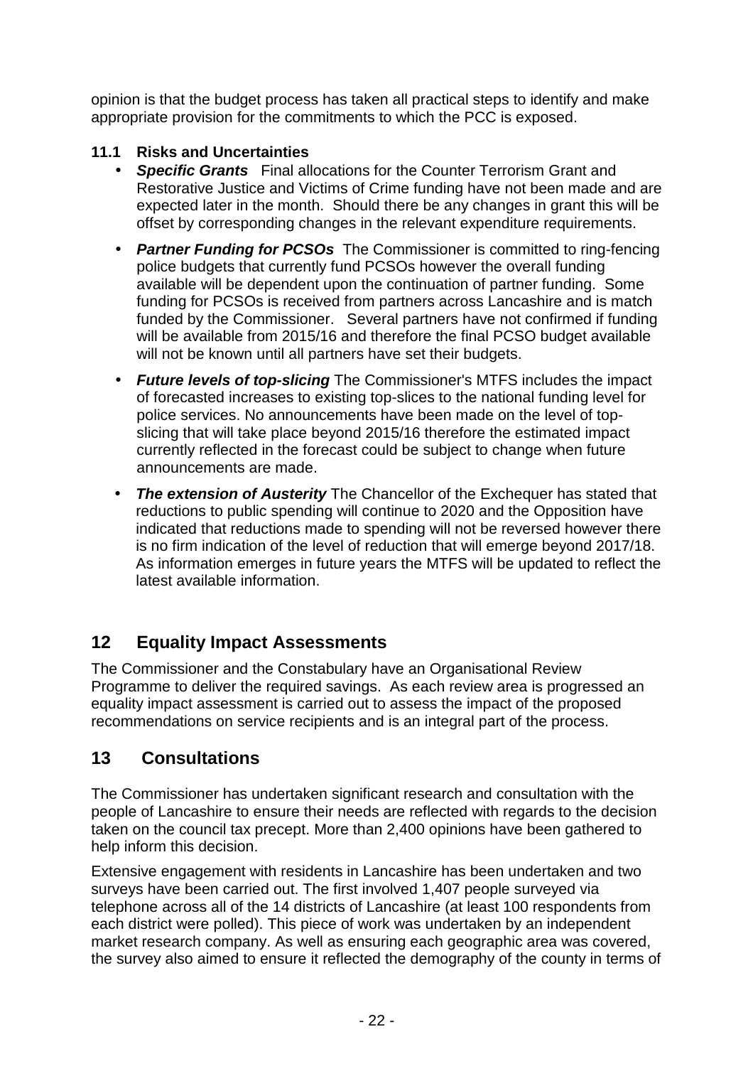opinion is that the budget process has taken all practical steps to identify and make appropriate provision for the commitments to which the PCC is exposed.

### 11.1 Risks and Uncertainties

- ***Specific Grants*** Final allocations for the Counter Terrorism Grant and Restorative Justice and Victims of Crime funding have not been made and are expected later in the month. Should there be any changes in grant this will be offset by corresponding changes in the relevant expenditure requirements.
- ***Partner Funding for PCSOs*** The Commissioner is committed to ring-fencing police budgets that currently fund PCSOs however the overall funding available will be dependent upon the continuation of partner funding. Some funding for PCSOs is received from partners across Lancashire and is match funded by the Commissioner. Several partners have not confirmed if funding will be available from 2015/16 and therefore the final PCSO budget available will not be known until all partners have set their budgets.
- ***Future levels of top-slicing*** The Commissioner's MTFS includes the impact of forecasted increases to existing top-slices to the national funding level for police services. No announcements have been made on the level of top-slicing that will take place beyond 2015/16 therefore the estimated impact currently reflected in the forecast could be subject to change when future announcements are made.
- ***The extension of Austerity*** The Chancellor of the Exchequer has stated that reductions to public spending will continue to 2020 and the Opposition have indicated that reductions made to spending will not be reversed however there is no firm indication of the level of reduction that will emerge beyond 2017/18. As information emerges in future years the MTFS will be updated to reflect the latest available information.

## 12 Equality Impact Assessments

The Commissioner and the Constabulary have an Organisational Review Programme to deliver the required savings. As each review area is progressed an equality impact assessment is carried out to assess the impact of the proposed recommendations on service recipients and is an integral part of the process.

## 13 Consultations

The Commissioner has undertaken significant research and consultation with the people of Lancashire to ensure their needs are reflected with regards to the decision taken on the council tax precept. More than 2,400 opinions have been gathered to help inform this decision.

Extensive engagement with residents in Lancashire has been undertaken and two surveys have been carried out. The first involved 1,407 people surveyed via telephone across all of the 14 districts of Lancashire (at least 100 respondents from each district were polled). This piece of work was undertaken by an independent market research company. As well as ensuring each geographic area was covered, the survey also aimed to ensure it reflected the demography of the county in terms of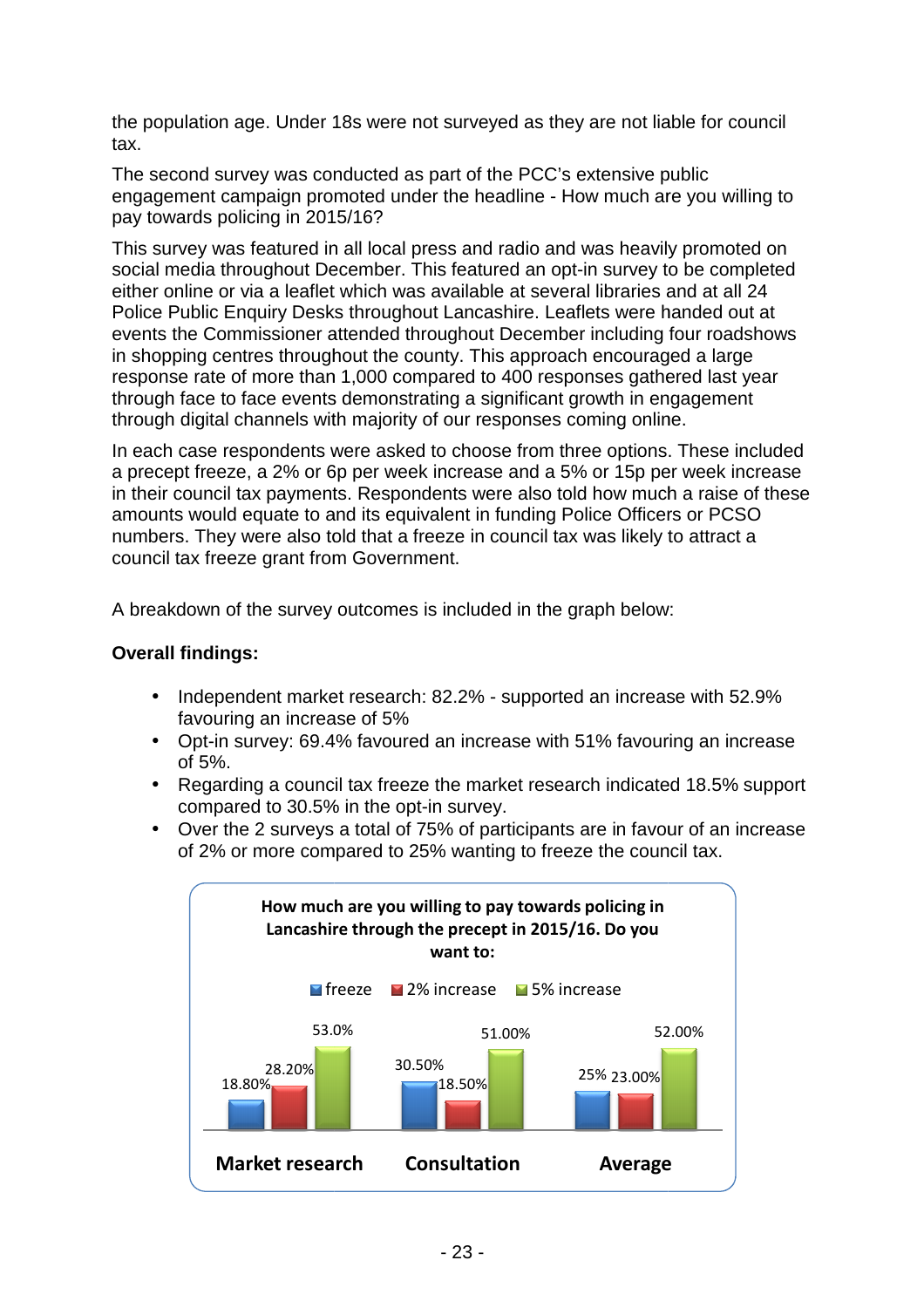the population age. Under 18s were not surveyed as they are not liable for council tax.

The second survey was conducted as part of the PCC's extensive public engagement campaign promoted under the headline - How much are you willing to pay towards policing in 2015/16?

This survey was featured in all local press and radio and was heavily promoted on social media throughout December. This featured an opt-in survey to be completed either online or via a leaflet which was available at several libraries and at all 24 Police Public Enquiry Desks throughout Lancashire. Leaflets were handed out at events the Commissioner attended throughout December including four roadshows in shopping centres throughout the county. This approach encouraged a large response rate of more than 1,000 compared to 400 responses gathered last year through face to face events demonstrating a significant growth in engagement through digital channels with majority of our responses coming online.

In each case respondents were asked to choose from three options. These included a precept freeze, a 2% or 6p per week increase and a 5% or 15p per week increase in their council tax payments. Respondents were also told how much a raise of these amounts would equate to and its equivalent in funding Police Officers or PCSO numbers. They were also told that a freeze in council tax was likely to attract a council tax freeze grant from Government.

A breakdown of the survey outcomes is included in the graph below:

**Overall findings:**

- Independent market research: 82.2% - supported an increase with 52.9% favouring an increase of 5%
- Opt-in survey: 69.4% favoured an increase with 51% favouring an increase of 5%.
- Regarding a council tax freeze the market research indicated 18.5% support compared to 30.5% in the opt-in survey.
- Over the 2 surveys a total of 75% of participants are in favour of an increase of 2% or more compared to 25% wanting to freeze the council tax.

**How much are you willing to pay towards policing in Lancashire through the precept in 2015/16. Do you want to:**

| | freeze | 2% increase | 5% increase |
|---|---|---|---|
| Market research | 18.80% | 28.20% | 53.0% |
| Consultation | 30.50% | 18.50% | 51.00% |
| Average | 25% | 23.00% | 52.00% |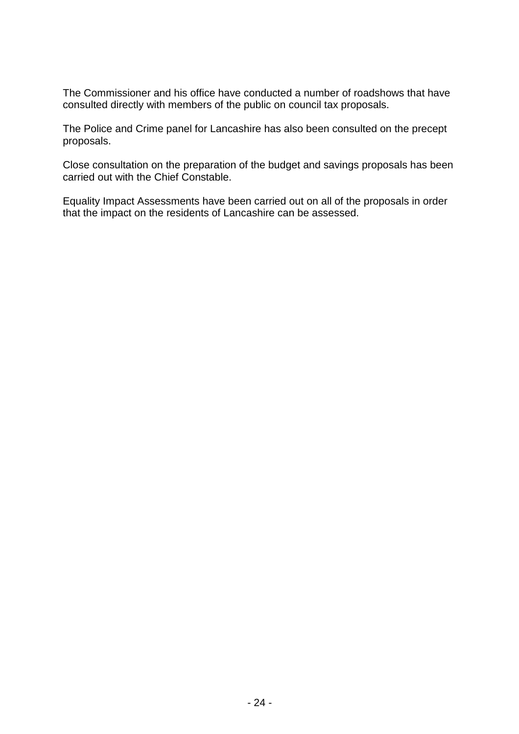The Commissioner and his office have conducted a number of roadshows that have consulted directly with members of the public on council tax proposals.

The Police and Crime panel for Lancashire has also been consulted on the precept proposals.

Close consultation on the preparation of the budget and savings proposals has been carried out with the Chief Constable.

Equality Impact Assessments have been carried out on all of the proposals in order that the impact on the residents of Lancashire can be assessed.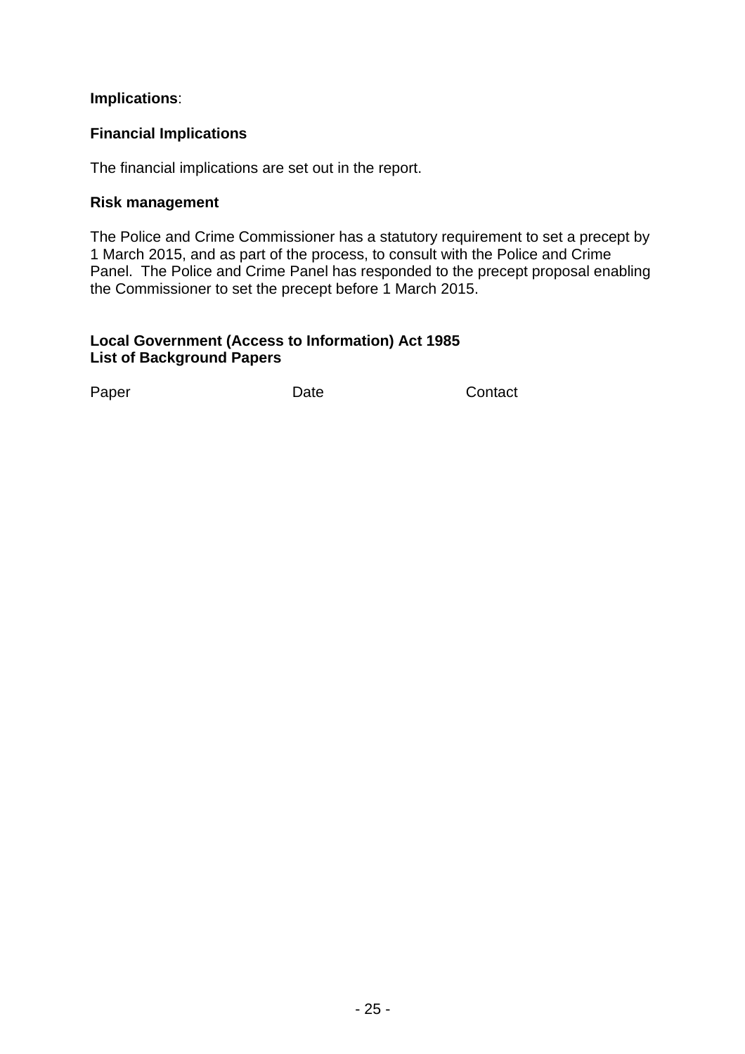**Implications**:

**Financial Implications**

The financial implications are set out in the report.

**Risk management**

The Police and Crime Commissioner has a statutory requirement to set a precept by 1 March 2015, and as part of the process, to consult with the Police and Crime Panel. The Police and Crime Panel has responded to the precept proposal enabling the Commissioner to set the precept before 1 March 2015.

**Local Government (Access to Information) Act 1985**
**List of Background Papers**

| Paper | Date | Contact |
|---|---|---|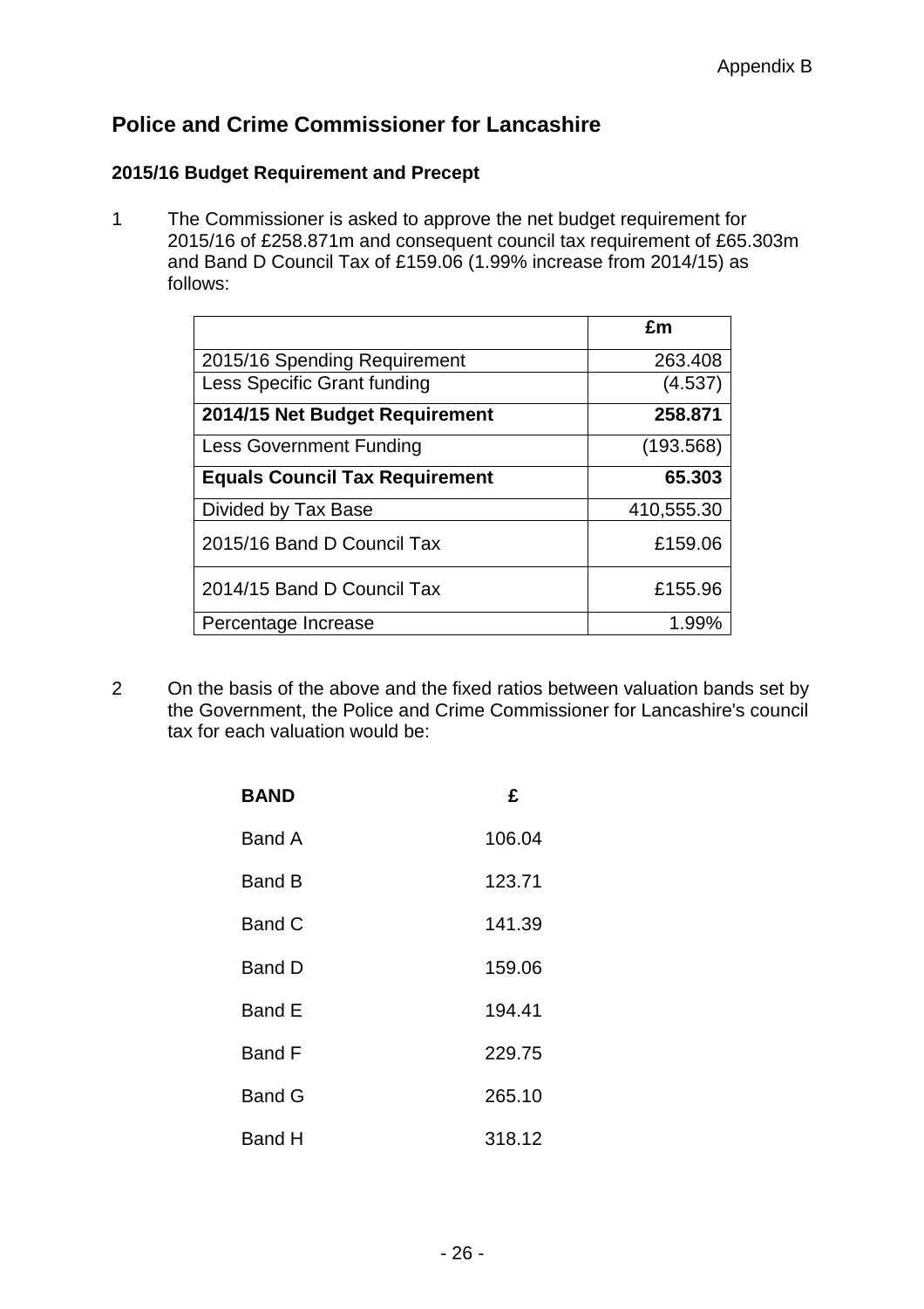Appendix B

## Police and Crime Commissioner for Lancashire

### 2015/16 Budget Requirement and Precept

1 The Commissioner is asked to approve the net budget requirement for 2015/16 of £258.871m and consequent council tax requirement of £65.303m and Band D Council Tax of £159.06 (1.99% increase from 2014/15) as follows:

| | £m |
|---|---:|
| 2015/16 Spending Requirement | 263.408 |
| Less Specific Grant funding | (4.537) |
| **2014/15 Net Budget Requirement** | **258.871** |
| Less Government Funding | (193.568) |
| **Equals Council Tax Requirement** | **65.303** |
| Divided by Tax Base | 410,555.30 |
| 2015/16 Band D Council Tax | £159.06 |
| 2014/15 Band D Council Tax | £155.96 |
| Percentage Increase | 1.99% |

2 On the basis of the above and the fixed ratios between valuation bands set by the Government, the Police and Crime Commissioner for Lancashire's council tax for each valuation would be:

| **BAND** | **£** |
|---|---:|
| Band A | 106.04 |
| Band B | 123.71 |
| Band C | 141.39 |
| Band D | 159.06 |
| Band E | 194.41 |
| Band F | 229.75 |
| Band G | 265.10 |
| Band H | 318.12 |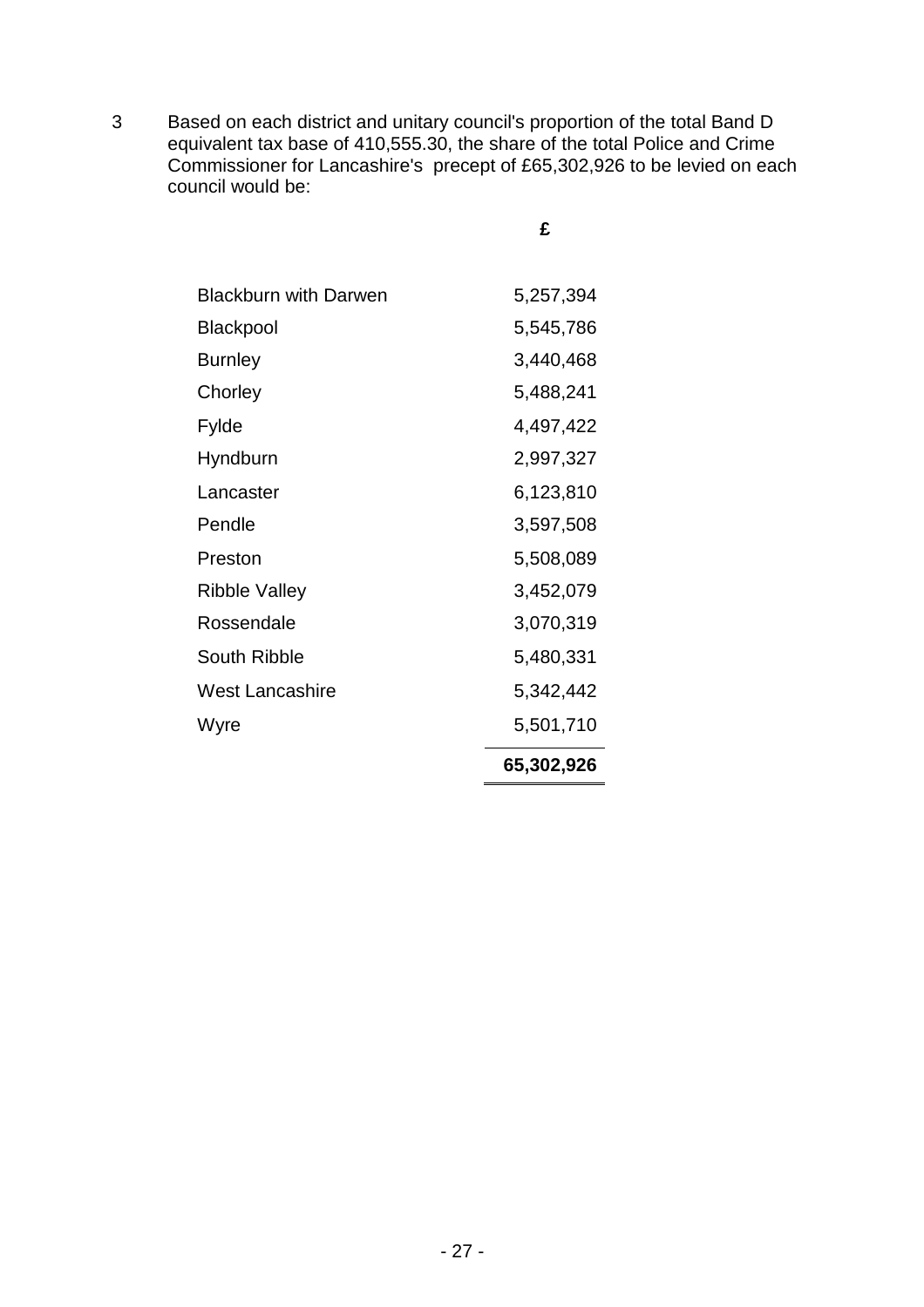3 Based on each district and unitary council's proportion of the total Band D equivalent tax base of 410,555.30, the share of the total Police and Crime Commissioner for Lancashire's precept of £65,302,926 to be levied on each council would be:

| | £ |
|---|---|
| Blackburn with Darwen | 5,257,394 |
| Blackpool | 5,545,786 |
| Burnley | 3,440,468 |
| Chorley | 5,488,241 |
| Fylde | 4,497,422 |
| Hyndburn | 2,997,327 |
| Lancaster | 6,123,810 |
| Pendle | 3,597,508 |
| Preston | 5,508,089 |
| Ribble Valley | 3,452,079 |
| Rossendale | 3,070,319 |
| South Ribble | 5,480,331 |
| West Lancashire | 5,342,442 |
| Wyre | 5,501,710 |
| | **65,302,926** |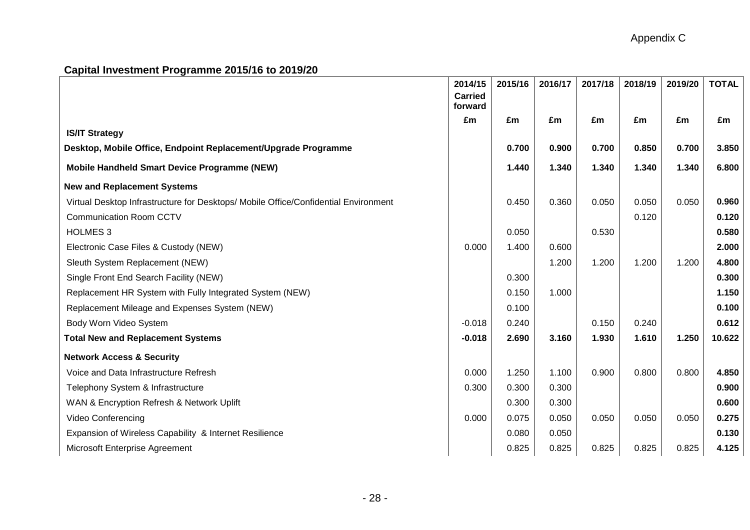Appendix C

## Capital Investment Programme 2015/16 to 2019/20

| | 2014/15 Carried forward | 2015/16 | 2016/17 | 2017/18 | 2018/19 | 2019/20 | TOTAL |
|---|---|---|---|---|---|---|---|
| | £m | £m | £m | £m | £m | £m | £m |
| **IS/IT Strategy** | | | | | | | |
| **Desktop, Mobile Office, Endpoint Replacement/Upgrade Programme** | | **0.700** | **0.900** | **0.700** | **0.850** | **0.700** | **3.850** |
| **Mobile Handheld Smart Device Programme (NEW)** | | **1.440** | **1.340** | **1.340** | **1.340** | **1.340** | **6.800** |
| **New and Replacement Systems** | | | | | | | |
| Virtual Desktop Infrastructure for Desktops/ Mobile Office/Confidential Environment | | 0.450 | 0.360 | 0.050 | 0.050 | 0.050 | **0.960** |
| Communication Room CCTV | | | | | 0.120 | | **0.120** |
| HOLMES 3 | | 0.050 | | 0.530 | | | **0.580** |
| Electronic Case Files & Custody (NEW) | 0.000 | 1.400 | 0.600 | | | | **2.000** |
| Sleuth System Replacement (NEW) | | | 1.200 | 1.200 | 1.200 | 1.200 | **4.800** |
| Single Front End Search Facility (NEW) | | 0.300 | | | | | **0.300** |
| Replacement HR System with Fully Integrated System (NEW) | | 0.150 | 1.000 | | | | **1.150** |
| Replacement Mileage and Expenses System (NEW) | | 0.100 | | | | | **0.100** |
| Body Worn Video System | -0.018 | 0.240 | | 0.150 | 0.240 | | **0.612** |
| **Total New and Replacement Systems** | **-0.018** | **2.690** | **3.160** | **1.930** | **1.610** | **1.250** | **10.622** |
| **Network Access & Security** | | | | | | | |
| Voice and Data Infrastructure Refresh | 0.000 | 1.250 | 1.100 | 0.900 | 0.800 | 0.800 | **4.850** |
| Telephony System & Infrastructure | 0.300 | 0.300 | 0.300 | | | | **0.900** |
| WAN & Encryption Refresh & Network Uplift | | 0.300 | 0.300 | | | | **0.600** |
| Video Conferencing | 0.000 | 0.075 | 0.050 | 0.050 | 0.050 | 0.050 | **0.275** |
| Expansion of Wireless Capability & Internet Resilience | | 0.080 | 0.050 | | | | **0.130** |
| Microsoft Enterprise Agreement | | 0.825 | 0.825 | 0.825 | 0.825 | 0.825 | **4.125** |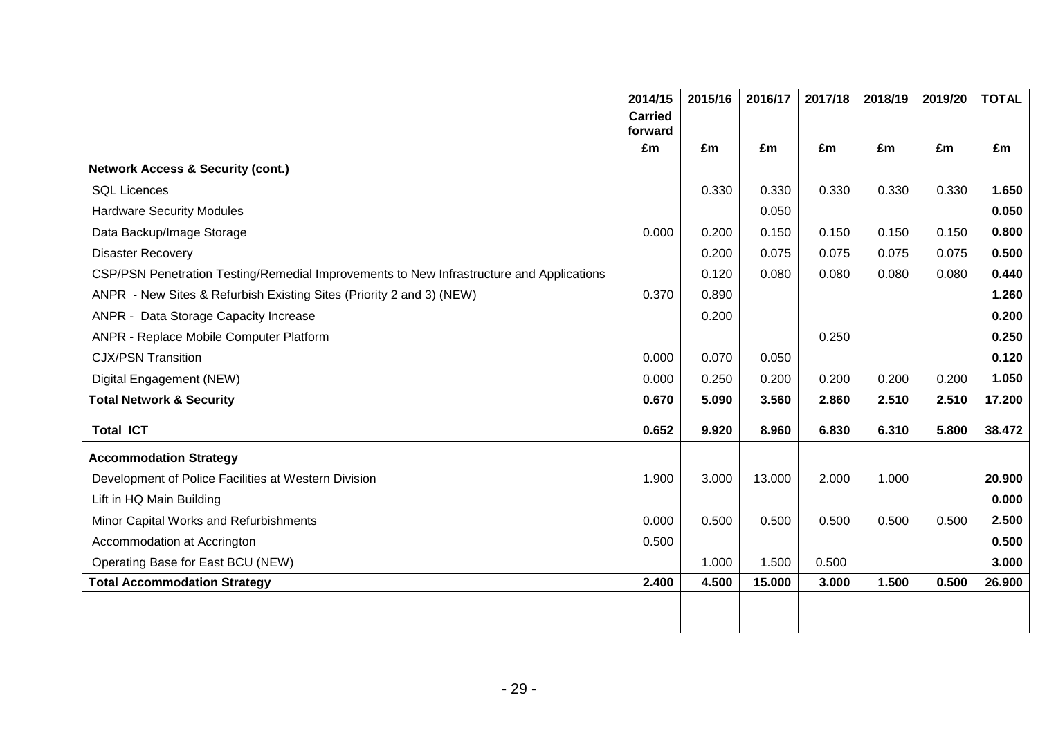| | 2014/15 Carried forward | 2015/16 | 2016/17 | 2017/18 | 2018/19 | 2019/20 | TOTAL |
|---|---|---|---|---|---|---|---|
| | £m | £m | £m | £m | £m | £m | £m |
| **Network Access & Security (cont.)** | | | | | | | |
| SQL Licences | | 0.330 | 0.330 | 0.330 | 0.330 | 0.330 | **1.650** |
| Hardware Security Modules | | | 0.050 | | | | **0.050** |
| Data Backup/Image Storage | 0.000 | 0.200 | 0.150 | 0.150 | 0.150 | 0.150 | **0.800** |
| Disaster Recovery | | 0.200 | 0.075 | 0.075 | 0.075 | 0.075 | **0.500** |
| CSP/PSN Penetration Testing/Remedial Improvements to New Infrastructure and Applications | | 0.120 | 0.080 | 0.080 | 0.080 | 0.080 | **0.440** |
| ANPR - New Sites & Refurbish Existing Sites (Priority 2 and 3) (NEW) | 0.370 | 0.890 | | | | | **1.260** |
| ANPR - Data Storage Capacity Increase | | 0.200 | | | | | **0.200** |
| ANPR - Replace Mobile Computer Platform | | | | 0.250 | | | **0.250** |
| CJX/PSN Transition | 0.000 | 0.070 | 0.050 | | | | **0.120** |
| Digital Engagement (NEW) | 0.000 | 0.250 | 0.200 | 0.200 | 0.200 | 0.200 | **1.050** |
| **Total Network & Security** | **0.670** | **5.090** | **3.560** | **2.860** | **2.510** | **2.510** | **17.200** |
| **Total ICT** | **0.652** | **9.920** | **8.960** | **6.830** | **6.310** | **5.800** | **38.472** |
| **Accommodation Strategy** | | | | | | | |
| Development of Police Facilities at Western Division | 1.900 | 3.000 | 13.000 | 2.000 | 1.000 | | **20.900** |
| Lift in HQ Main Building | | | | | | | **0.000** |
| Minor Capital Works and Refurbishments | 0.000 | 0.500 | 0.500 | 0.500 | 0.500 | 0.500 | **2.500** |
| Accommodation at Accrington | 0.500 | | | | | | **0.500** |
| Operating Base for East BCU (NEW) | | 1.000 | 1.500 | 0.500 | | | **3.000** |
| **Total Accommodation Strategy** | **2.400** | **4.500** | **15.000** | **3.000** | **1.500** | **0.500** | **26.900** |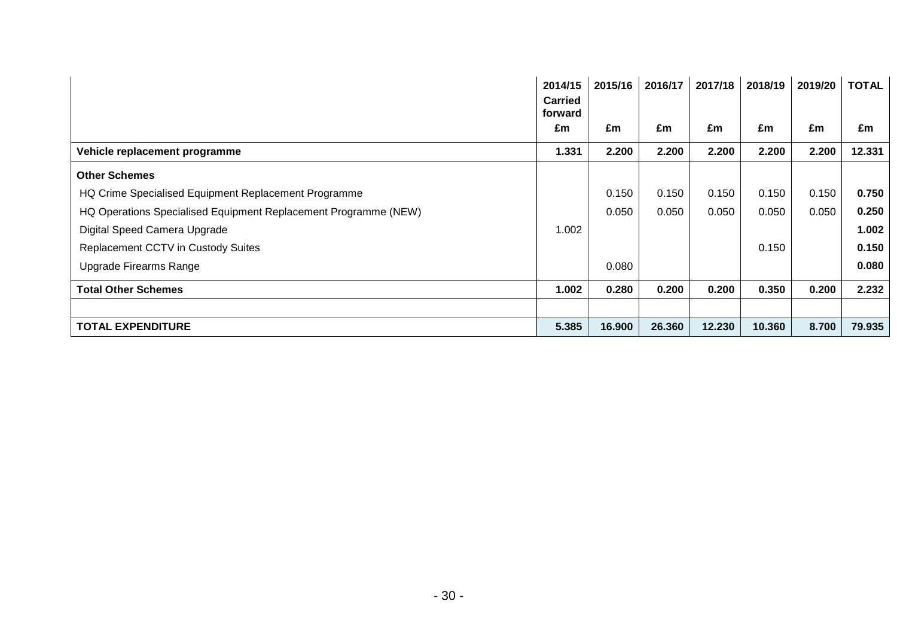| | 2014/15 Carried forward £m | 2015/16 £m | 2016/17 £m | 2017/18 £m | 2018/19 £m | 2019/20 £m | TOTAL £m |
|---|---|---|---|---|---|---|---|
| **Vehicle replacement programme** | **1.331** | **2.200** | **2.200** | **2.200** | **2.200** | **2.200** | **12.331** |
| **Other Schemes** | | | | | | | |
| HQ Crime Specialised Equipment Replacement Programme | | 0.150 | 0.150 | 0.150 | 0.150 | 0.150 | **0.750** |
| HQ Operations Specialised Equipment Replacement Programme (NEW) | | 0.050 | 0.050 | 0.050 | 0.050 | 0.050 | **0.250** |
| Digital Speed Camera Upgrade | 1.002 | | | | | | **1.002** |
| Replacement CCTV in Custody Suites | | | | | 0.150 | | **0.150** |
| Upgrade Firearms Range | | 0.080 | | | | | **0.080** |
| **Total Other Schemes** | **1.002** | **0.280** | **0.200** | **0.200** | **0.350** | **0.200** | **2.232** |
| | | | | | | | |
| **TOTAL EXPENDITURE** | **5.385** | **16.900** | **26.360** | **12.230** | **10.360** | **8.700** | **79.935** |